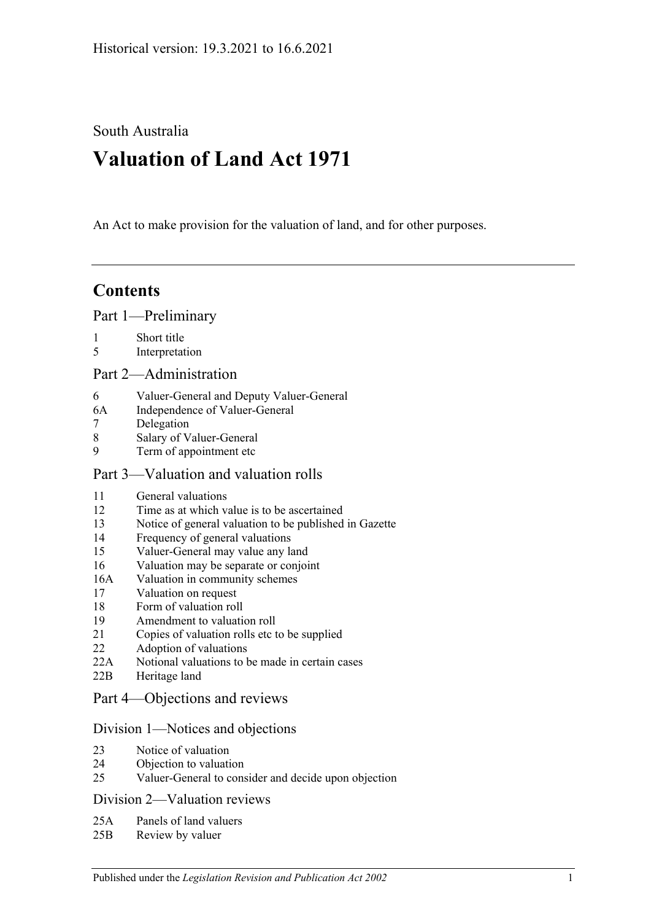South Australia

# Valuation of Land Act 1971

An Act to make provision for the valuation of land, and for other purposes.

## Contents

### Part 1—Preliminary

1 Short title
5 Interpretation

### Part 2—Administration

6 Valuer-General and Deputy Valuer-General
6A Independence of Valuer-General
7 Delegation
8 Salary of Valuer-General
9 Term of appointment etc

### Part 3—Valuation and valuation rolls

11 General valuations
12 Time as at which value is to be ascertained
13 Notice of general valuation to be published in Gazette
14 Frequency of general valuations
15 Valuer-General may value any land
16 Valuation may be separate or conjoint
16A Valuation in community schemes
17 Valuation on request
18 Form of valuation roll
19 Amendment to valuation roll
21 Copies of valuation rolls etc to be supplied
22 Adoption of valuations
22A Notional valuations to be made in certain cases
22B Heritage land

### Part 4—Objections and reviews

#### Division 1—Notices and objections

23 Notice of valuation
24 Objection to valuation
25 Valuer-General to consider and decide upon objection

#### Division 2—Valuation reviews

25A Panels of land valuers
25B Review by valuer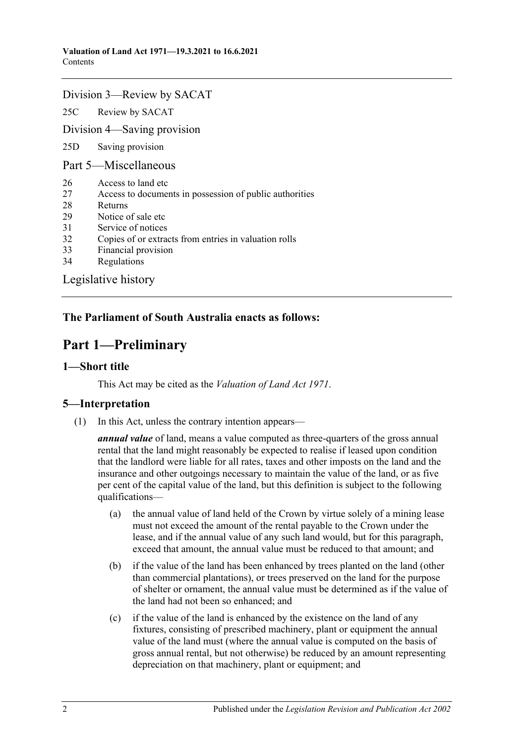Division 3—Review by SACAT

25C Review by SACAT

Division 4—Saving provision

25D Saving provision

Part 5—Miscellaneous

26 Access to land etc
27 Access to documents in possession of public authorities
28 Returns
29 Notice of sale etc
31 Service of notices
32 Copies of or extracts from entries in valuation rolls
33 Financial provision
34 Regulations

Legislative history

**The Parliament of South Australia enacts as follows:**

# Part 1—Preliminary

## 1—Short title

This Act may be cited as the *Valuation of Land Act 1971*.

## 5—Interpretation

(1) In this Act, unless the contrary intention appears—

***annual value*** of land, means a value computed as three-quarters of the gross annual rental that the land might reasonably be expected to realise if leased upon condition that the landlord were liable for all rates, taxes and other imposts on the land and the insurance and other outgoings necessary to maintain the value of the land, or as five per cent of the capital value of the land, but this definition is subject to the following qualifications—

(a) the annual value of land held of the Crown by virtue solely of a mining lease must not exceed the amount of the rental payable to the Crown under the lease, and if the annual value of any such land would, but for this paragraph, exceed that amount, the annual value must be reduced to that amount; and

(b) if the value of the land has been enhanced by trees planted on the land (other than commercial plantations), or trees preserved on the land for the purpose of shelter or ornament, the annual value must be determined as if the value of the land had not been so enhanced; and

(c) if the value of the land is enhanced by the existence on the land of any fixtures, consisting of prescribed machinery, plant or equipment the annual value of the land must (where the annual value is computed on the basis of gross annual rental, but not otherwise) be reduced by an amount representing depreciation on that machinery, plant or equipment; and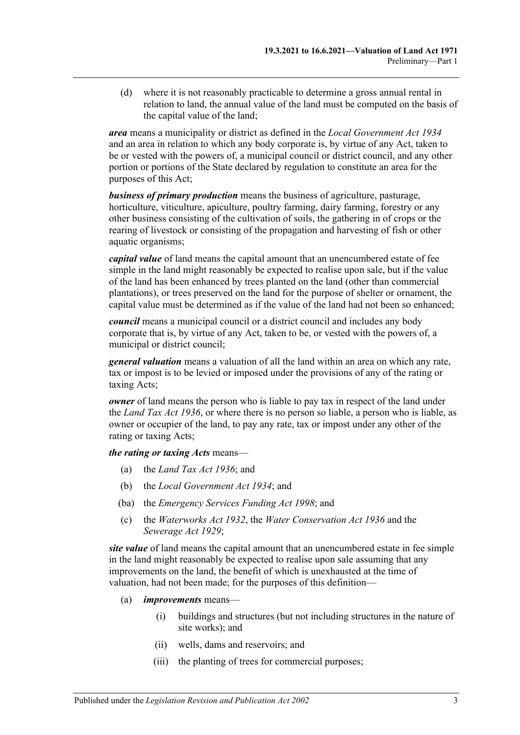(d) where it is not reasonably practicable to determine a gross annual rental in relation to land, the annual value of the land must be computed on the basis of the capital value of the land;

***area*** means a municipality or district as defined in the *Local Government Act 1934* and an area in relation to which any body corporate is, by virtue of any Act, taken to be or vested with the powers of, a municipal council or district council, and any other portion or portions of the State declared by regulation to constitute an area for the purposes of this Act;

***business of primary production*** means the business of agriculture, pasturage, horticulture, viticulture, apiculture, poultry farming, dairy farming, forestry or any other business consisting of the cultivation of soils, the gathering in of crops or the rearing of livestock or consisting of the propagation and harvesting of fish or other aquatic organisms;

***capital value*** of land means the capital amount that an unencumbered estate of fee simple in the land might reasonably be expected to realise upon sale, but if the value of the land has been enhanced by trees planted on the land (other than commercial plantations), or trees preserved on the land for the purpose of shelter or ornament, the capital value must be determined as if the value of the land had not been so enhanced;

***council*** means a municipal council or a district council and includes any body corporate that is, by virtue of any Act, taken to be, or vested with the powers of, a municipal or district council;

***general valuation*** means a valuation of all the land within an area on which any rate, tax or impost is to be levied or imposed under the provisions of any of the rating or taxing Acts;

***owner*** of land means the person who is liable to pay tax in respect of the land under the *Land Tax Act 1936*, or where there is no person so liable, a person who is liable, as owner or occupier of the land, to pay any rate, tax or impost under any other of the rating or taxing Acts;

***the rating or taxing Acts*** means—

(a) the *Land Tax Act 1936*; and

(b) the *Local Government Act 1934*; and

(ba) the *Emergency Services Funding Act 1998*; and

(c) the *Waterworks Act 1932*, the *Water Conservation Act 1936* and the *Sewerage Act 1929*;

***site value*** of land means the capital amount that an unencumbered estate in fee simple in the land might reasonably be expected to realise upon sale assuming that any improvements on the land, the benefit of which is unexhausted at the time of valuation, had not been made; for the purposes of this definition—

(a) ***improvements*** means—

(i) buildings and structures (but not including structures in the nature of site works); and

(ii) wells, dams and reservoirs; and

(iii) the planting of trees for commercial purposes;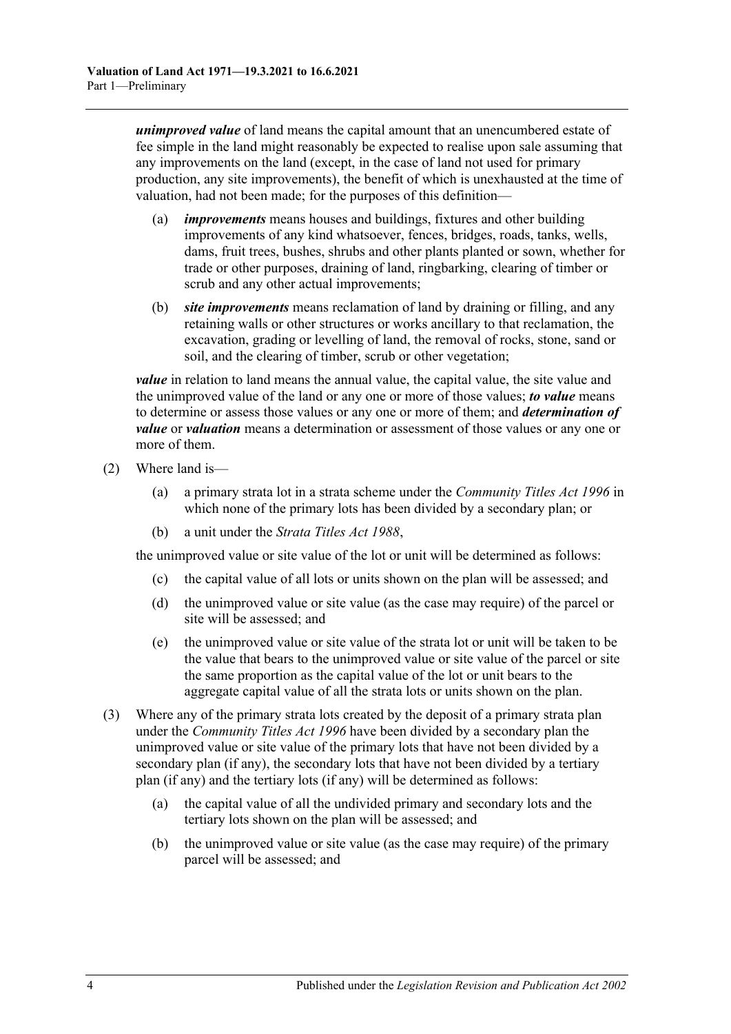***unimproved value*** of land means the capital amount that an unencumbered estate of fee simple in the land might reasonably be expected to realise upon sale assuming that any improvements on the land (except, in the case of land not used for primary production, any site improvements), the benefit of which is unexhausted at the time of valuation, had not been made; for the purposes of this definition—

- (a) ***improvements*** means houses and buildings, fixtures and other building improvements of any kind whatsoever, fences, bridges, roads, tanks, wells, dams, fruit trees, bushes, shrubs and other plants planted or sown, whether for trade or other purposes, draining of land, ringbarking, clearing of timber or scrub and any other actual improvements;
- (b) ***site improvements*** means reclamation of land by draining or filling, and any retaining walls or other structures or works ancillary to that reclamation, the excavation, grading or levelling of land, the removal of rocks, stone, sand or soil, and the clearing of timber, scrub or other vegetation;

***value*** in relation to land means the annual value, the capital value, the site value and the unimproved value of the land or any one or more of those values; ***to value*** means to determine or assess those values or any one or more of them; and ***determination of value*** or ***valuation*** means a determination or assessment of those values or any one or more of them.

(2) Where land is—

- (a) a primary strata lot in a strata scheme under the *Community Titles Act 1996* in which none of the primary lots has been divided by a secondary plan; or
- (b) a unit under the *Strata Titles Act 1988*,

the unimproved value or site value of the lot or unit will be determined as follows:

- (c) the capital value of all lots or units shown on the plan will be assessed; and
- (d) the unimproved value or site value (as the case may require) of the parcel or site will be assessed; and
- (e) the unimproved value or site value of the strata lot or unit will be taken to be the value that bears to the unimproved value or site value of the parcel or site the same proportion as the capital value of the lot or unit bears to the aggregate capital value of all the strata lots or units shown on the plan.

(3) Where any of the primary strata lots created by the deposit of a primary strata plan under the *Community Titles Act 1996* have been divided by a secondary plan the unimproved value or site value of the primary lots that have not been divided by a secondary plan (if any), the secondary lots that have not been divided by a tertiary plan (if any) and the tertiary lots (if any) will be determined as follows:

- (a) the capital value of all the undivided primary and secondary lots and the tertiary lots shown on the plan will be assessed; and
- (b) the unimproved value or site value (as the case may require) of the primary parcel will be assessed; and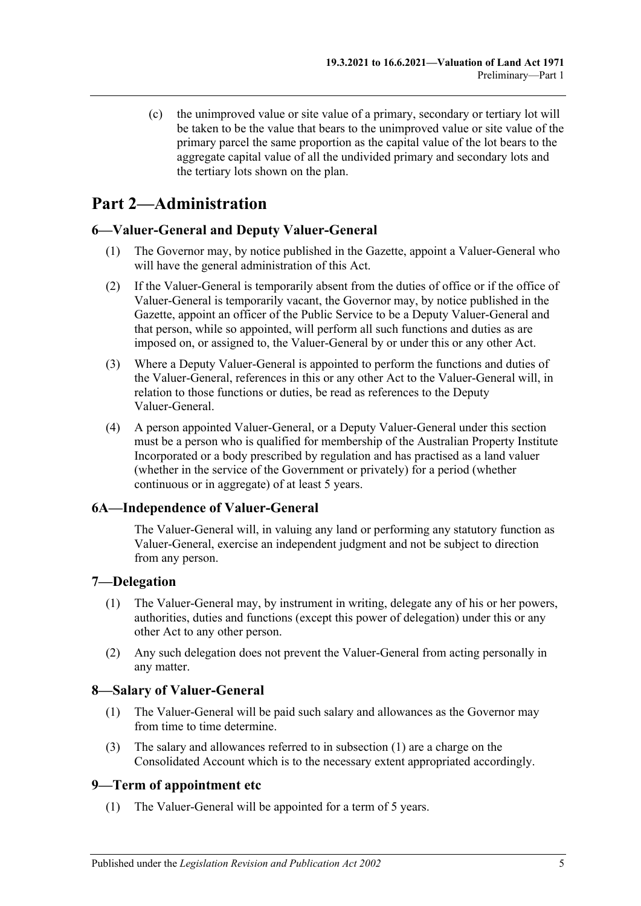(c) the unimproved value or site value of a primary, secondary or tertiary lot will be taken to be the value that bears to the unimproved value or site value of the primary parcel the same proportion as the capital value of the lot bears to the aggregate capital value of all the undivided primary and secondary lots and the tertiary lots shown on the plan.

# Part 2—Administration

## 6—Valuer-General and Deputy Valuer-General

(1) The Governor may, by notice published in the Gazette, appoint a Valuer-General who will have the general administration of this Act.

(2) If the Valuer-General is temporarily absent from the duties of office or if the office of Valuer-General is temporarily vacant, the Governor may, by notice published in the Gazette, appoint an officer of the Public Service to be a Deputy Valuer-General and that person, while so appointed, will perform all such functions and duties as are imposed on, or assigned to, the Valuer-General by or under this or any other Act.

(3) Where a Deputy Valuer-General is appointed to perform the functions and duties of the Valuer-General, references in this or any other Act to the Valuer-General will, in relation to those functions or duties, be read as references to the Deputy Valuer-General.

(4) A person appointed Valuer-General, or a Deputy Valuer-General under this section must be a person who is qualified for membership of the Australian Property Institute Incorporated or a body prescribed by regulation and has practised as a land valuer (whether in the service of the Government or privately) for a period (whether continuous or in aggregate) of at least 5 years.

## 6A—Independence of Valuer-General

The Valuer-General will, in valuing any land or performing any statutory function as Valuer-General, exercise an independent judgment and not be subject to direction from any person.

## 7—Delegation

(1) The Valuer-General may, by instrument in writing, delegate any of his or her powers, authorities, duties and functions (except this power of delegation) under this or any other Act to any other person.

(2) Any such delegation does not prevent the Valuer-General from acting personally in any matter.

## 8—Salary of Valuer-General

(1) The Valuer-General will be paid such salary and allowances as the Governor may from time to time determine.

(3) The salary and allowances referred to in subsection (1) are a charge on the Consolidated Account which is to the necessary extent appropriated accordingly.

## 9—Term of appointment etc

(1) The Valuer-General will be appointed for a term of 5 years.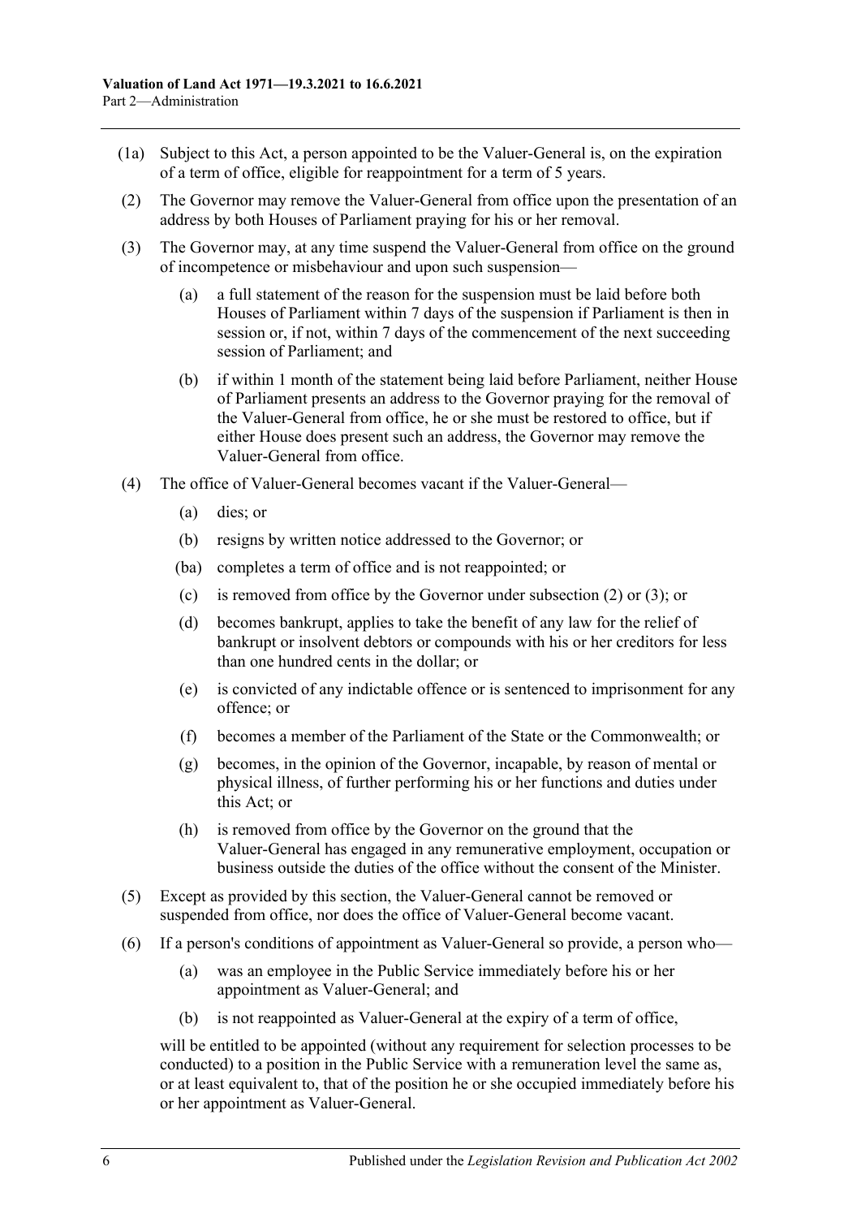(1a) Subject to this Act, a person appointed to be the Valuer-General is, on the expiration of a term of office, eligible for reappointment for a term of 5 years.

(2) The Governor may remove the Valuer-General from office upon the presentation of an address by both Houses of Parliament praying for his or her removal.

(3) The Governor may, at any time suspend the Valuer-General from office on the ground of incompetence or misbehaviour and upon such suspension—

(a) a full statement of the reason for the suspension must be laid before both Houses of Parliament within 7 days of the suspension if Parliament is then in session or, if not, within 7 days of the commencement of the next succeeding session of Parliament; and

(b) if within 1 month of the statement being laid before Parliament, neither House of Parliament presents an address to the Governor praying for the removal of the Valuer-General from office, he or she must be restored to office, but if either House does present such an address, the Governor may remove the Valuer-General from office.

(4) The office of Valuer-General becomes vacant if the Valuer-General—

(a) dies; or

(b) resigns by written notice addressed to the Governor; or

(ba) completes a term of office and is not reappointed; or

(c) is removed from office by the Governor under subsection (2) or (3); or

(d) becomes bankrupt, applies to take the benefit of any law for the relief of bankrupt or insolvent debtors or compounds with his or her creditors for less than one hundred cents in the dollar; or

(e) is convicted of any indictable offence or is sentenced to imprisonment for any offence; or

(f) becomes a member of the Parliament of the State or the Commonwealth; or

(g) becomes, in the opinion of the Governor, incapable, by reason of mental or physical illness, of further performing his or her functions and duties under this Act; or

(h) is removed from office by the Governor on the ground that the Valuer-General has engaged in any remunerative employment, occupation or business outside the duties of the office without the consent of the Minister.

(5) Except as provided by this section, the Valuer-General cannot be removed or suspended from office, nor does the office of Valuer-General become vacant.

(6) If a person's conditions of appointment as Valuer-General so provide, a person who—

(a) was an employee in the Public Service immediately before his or her appointment as Valuer-General; and

(b) is not reappointed as Valuer-General at the expiry of a term of office,

will be entitled to be appointed (without any requirement for selection processes to be conducted) to a position in the Public Service with a remuneration level the same as, or at least equivalent to, that of the position he or she occupied immediately before his or her appointment as Valuer-General.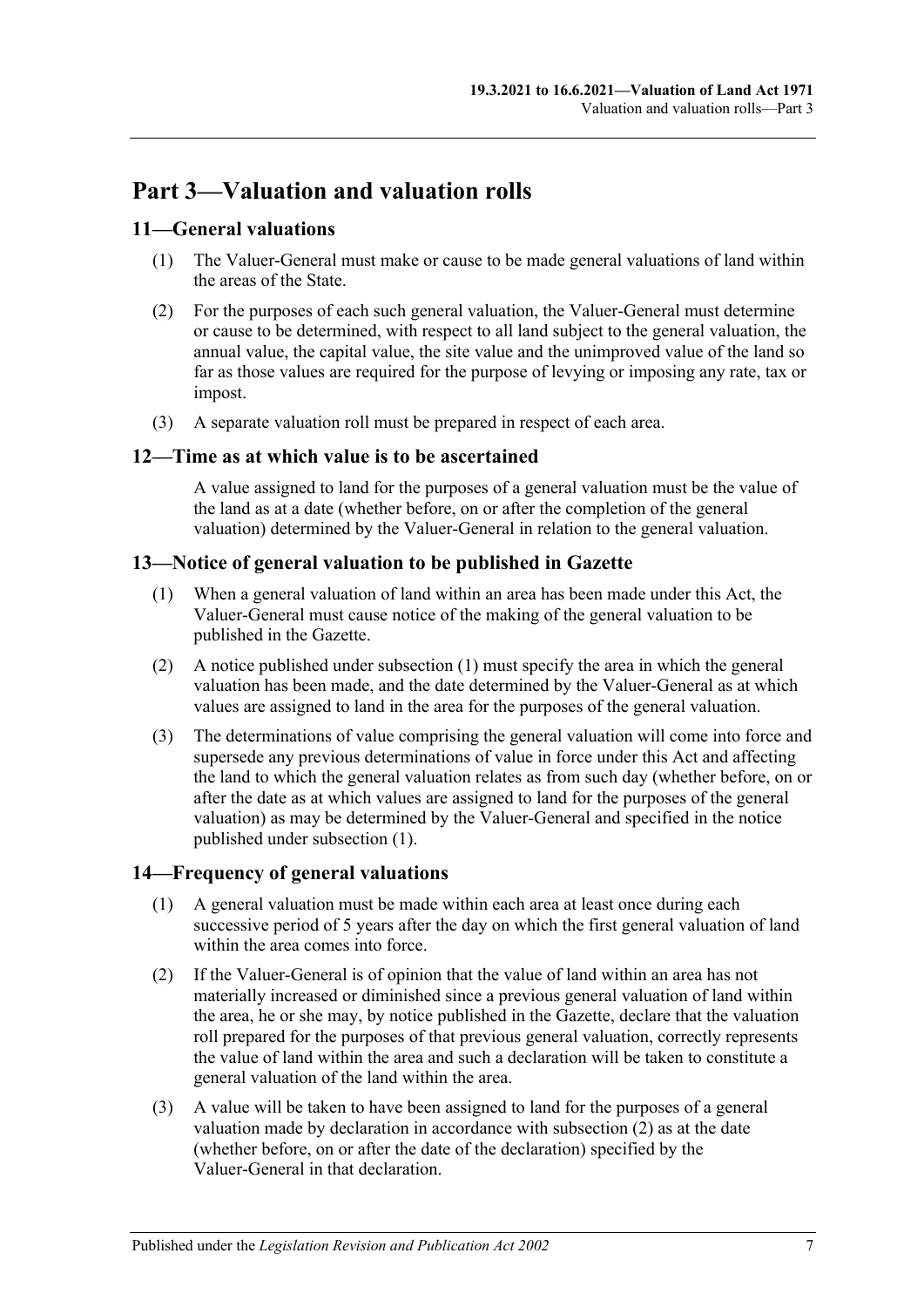# Part 3—Valuation and valuation rolls

## 11—General valuations

(1) The Valuer-General must make or cause to be made general valuations of land within the areas of the State.

(2) For the purposes of each such general valuation, the Valuer-General must determine or cause to be determined, with respect to all land subject to the general valuation, the annual value, the capital value, the site value and the unimproved value of the land so far as those values are required for the purpose of levying or imposing any rate, tax or impost.

(3) A separate valuation roll must be prepared in respect of each area.

## 12—Time as at which value is to be ascertained

A value assigned to land for the purposes of a general valuation must be the value of the land as at a date (whether before, on or after the completion of the general valuation) determined by the Valuer-General in relation to the general valuation.

## 13—Notice of general valuation to be published in Gazette

(1) When a general valuation of land within an area has been made under this Act, the Valuer-General must cause notice of the making of the general valuation to be published in the Gazette.

(2) A notice published under subsection (1) must specify the area in which the general valuation has been made, and the date determined by the Valuer-General as at which values are assigned to land in the area for the purposes of the general valuation.

(3) The determinations of value comprising the general valuation will come into force and supersede any previous determinations of value in force under this Act and affecting the land to which the general valuation relates as from such day (whether before, on or after the date as at which values are assigned to land for the purposes of the general valuation) as may be determined by the Valuer-General and specified in the notice published under subsection (1).

## 14—Frequency of general valuations

(1) A general valuation must be made within each area at least once during each successive period of 5 years after the day on which the first general valuation of land within the area comes into force.

(2) If the Valuer-General is of opinion that the value of land within an area has not materially increased or diminished since a previous general valuation of land within the area, he or she may, by notice published in the Gazette, declare that the valuation roll prepared for the purposes of that previous general valuation, correctly represents the value of land within the area and such a declaration will be taken to constitute a general valuation of the land within the area.

(3) A value will be taken to have been assigned to land for the purposes of a general valuation made by declaration in accordance with subsection (2) as at the date (whether before, on or after the date of the declaration) specified by the Valuer-General in that declaration.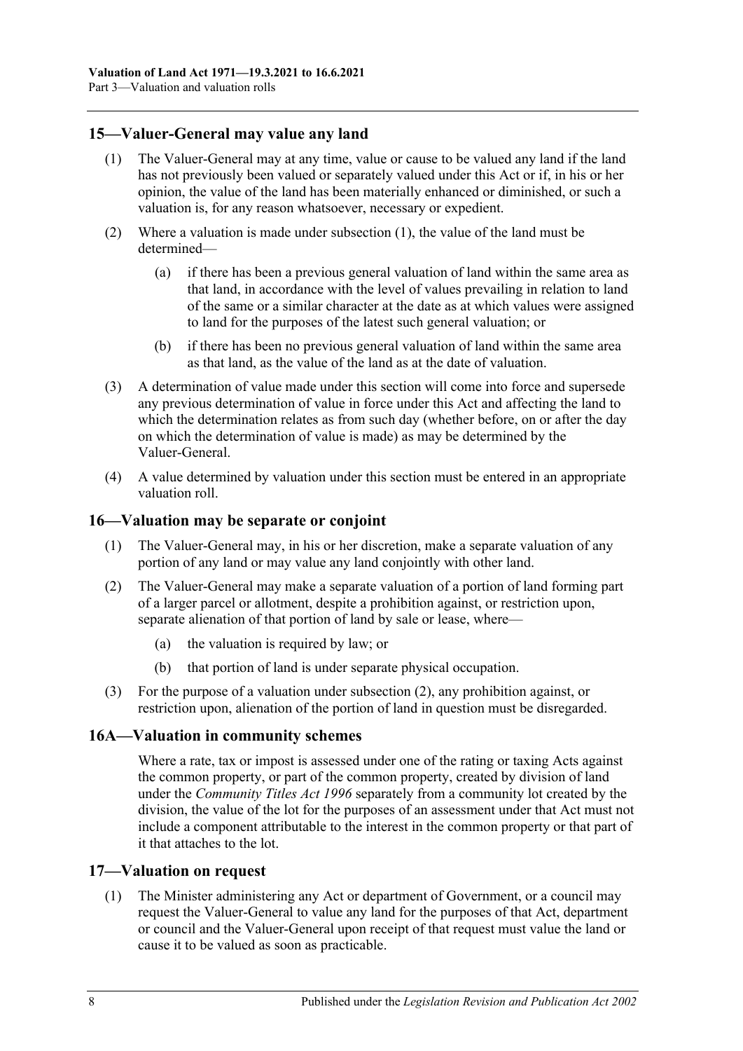## 15—Valuer-General may value any land

(1) The Valuer-General may at any time, value or cause to be valued any land if the land has not previously been valued or separately valued under this Act or if, in his or her opinion, the value of the land has been materially enhanced or diminished, or such a valuation is, for any reason whatsoever, necessary or expedient.

(2) Where a valuation is made under subsection (1), the value of the land must be determined—

(a) if there has been a previous general valuation of land within the same area as that land, in accordance with the level of values prevailing in relation to land of the same or a similar character at the date as at which values were assigned to land for the purposes of the latest such general valuation; or

(b) if there has been no previous general valuation of land within the same area as that land, as the value of the land as at the date of valuation.

(3) A determination of value made under this section will come into force and supersede any previous determination of value in force under this Act and affecting the land to which the determination relates as from such day (whether before, on or after the day on which the determination of value is made) as may be determined by the Valuer-General.

(4) A value determined by valuation under this section must be entered in an appropriate valuation roll.

## 16—Valuation may be separate or conjoint

(1) The Valuer-General may, in his or her discretion, make a separate valuation of any portion of any land or may value any land conjointly with other land.

(2) The Valuer-General may make a separate valuation of a portion of land forming part of a larger parcel or allotment, despite a prohibition against, or restriction upon, separate alienation of that portion of land by sale or lease, where—

(a) the valuation is required by law; or

(b) that portion of land is under separate physical occupation.

(3) For the purpose of a valuation under subsection (2), any prohibition against, or restriction upon, alienation of the portion of land in question must be disregarded.

## 16A—Valuation in community schemes

Where a rate, tax or impost is assessed under one of the rating or taxing Acts against the common property, or part of the common property, created by division of land under the *Community Titles Act 1996* separately from a community lot created by the division, the value of the lot for the purposes of an assessment under that Act must not include a component attributable to the interest in the common property or that part of it that attaches to the lot.

## 17—Valuation on request

(1) The Minister administering any Act or department of Government, or a council may request the Valuer-General to value any land for the purposes of that Act, department or council and the Valuer-General upon receipt of that request must value the land or cause it to be valued as soon as practicable.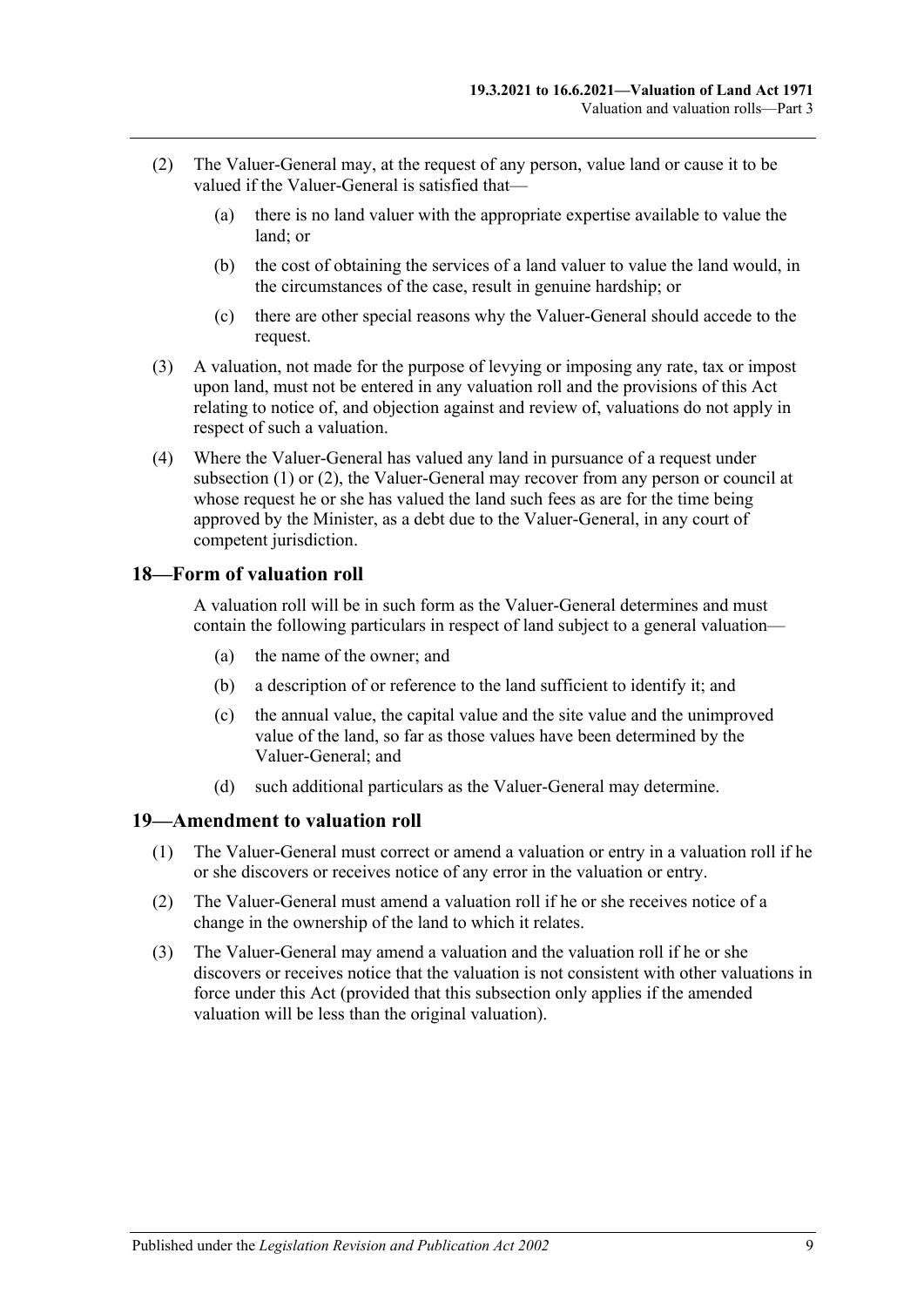(2) The Valuer-General may, at the request of any person, value land or cause it to be valued if the Valuer-General is satisfied that—

(a) there is no land valuer with the appropriate expertise available to value the land; or

(b) the cost of obtaining the services of a land valuer to value the land would, in the circumstances of the case, result in genuine hardship; or

(c) there are other special reasons why the Valuer-General should accede to the request.

(3) A valuation, not made for the purpose of levying or imposing any rate, tax or impost upon land, must not be entered in any valuation roll and the provisions of this Act relating to notice of, and objection against and review of, valuations do not apply in respect of such a valuation.

(4) Where the Valuer-General has valued any land in pursuance of a request under subsection (1) or (2), the Valuer-General may recover from any person or council at whose request he or she has valued the land such fees as are for the time being approved by the Minister, as a debt due to the Valuer-General, in any court of competent jurisdiction.

## 18—Form of valuation roll

A valuation roll will be in such form as the Valuer-General determines and must contain the following particulars in respect of land subject to a general valuation—

(a) the name of the owner; and

(b) a description of or reference to the land sufficient to identify it; and

(c) the annual value, the capital value and the site value and the unimproved value of the land, so far as those values have been determined by the Valuer-General; and

(d) such additional particulars as the Valuer-General may determine.

## 19—Amendment to valuation roll

(1) The Valuer-General must correct or amend a valuation or entry in a valuation roll if he or she discovers or receives notice of any error in the valuation or entry.

(2) The Valuer-General must amend a valuation roll if he or she receives notice of a change in the ownership of the land to which it relates.

(3) The Valuer-General may amend a valuation and the valuation roll if he or she discovers or receives notice that the valuation is not consistent with other valuations in force under this Act (provided that this subsection only applies if the amended valuation will be less than the original valuation).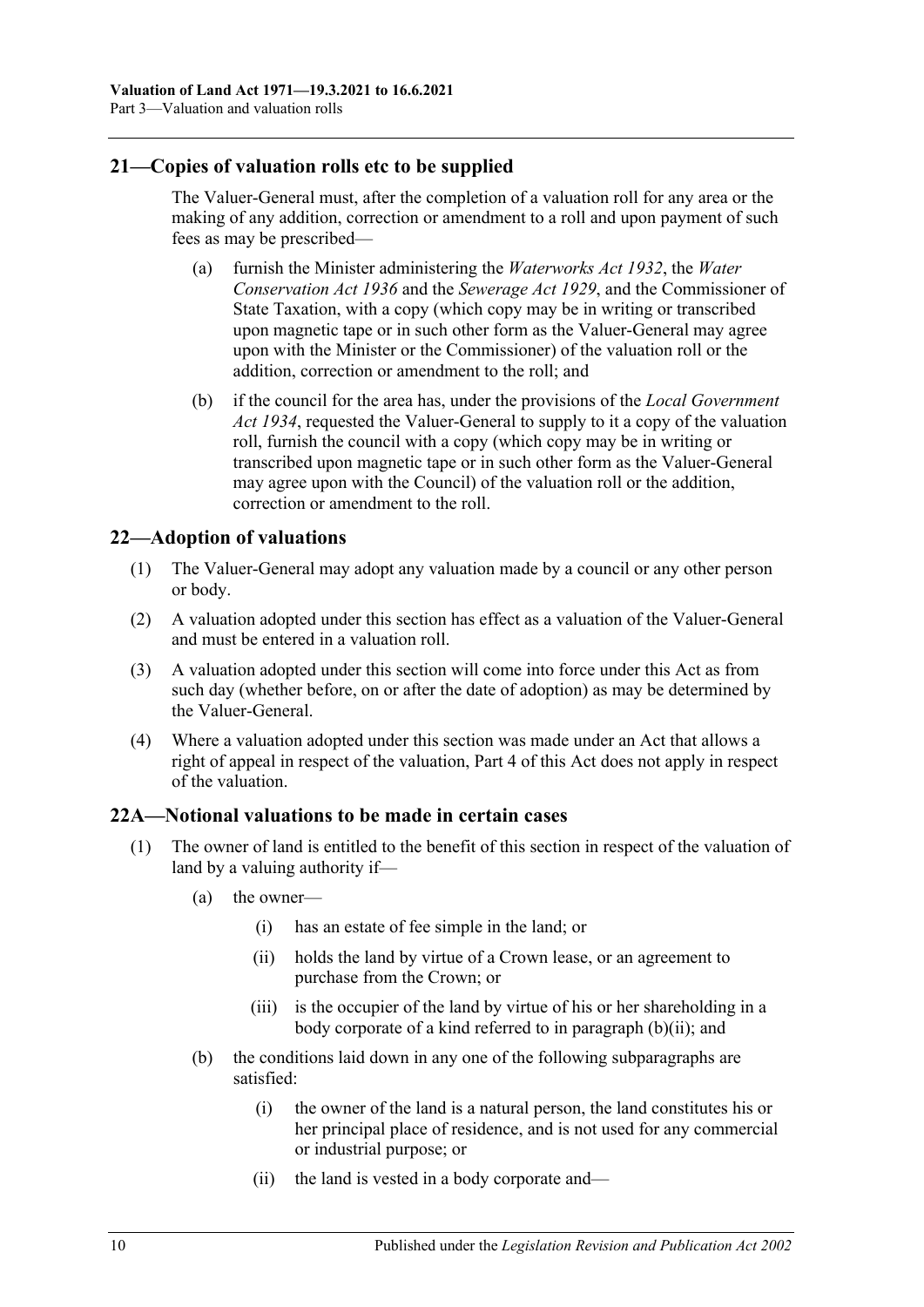## 21—Copies of valuation rolls etc to be supplied

The Valuer-General must, after the completion of a valuation roll for any area or the making of any addition, correction or amendment to a roll and upon payment of such fees as may be prescribed—

- (a) furnish the Minister administering the *Waterworks Act 1932*, the *Water Conservation Act 1936* and the *Sewerage Act 1929*, and the Commissioner of State Taxation, with a copy (which copy may be in writing or transcribed upon magnetic tape or in such other form as the Valuer-General may agree upon with the Minister or the Commissioner) of the valuation roll or the addition, correction or amendment to the roll; and
- (b) if the council for the area has, under the provisions of the *Local Government Act 1934*, requested the Valuer-General to supply to it a copy of the valuation roll, furnish the council with a copy (which copy may be in writing or transcribed upon magnetic tape or in such other form as the Valuer-General may agree upon with the Council) of the valuation roll or the addition, correction or amendment to the roll.

## 22—Adoption of valuations

- (1) The Valuer-General may adopt any valuation made by a council or any other person or body.
- (2) A valuation adopted under this section has effect as a valuation of the Valuer-General and must be entered in a valuation roll.
- (3) A valuation adopted under this section will come into force under this Act as from such day (whether before, on or after the date of adoption) as may be determined by the Valuer-General.
- (4) Where a valuation adopted under this section was made under an Act that allows a right of appeal in respect of the valuation, Part 4 of this Act does not apply in respect of the valuation.

## 22A—Notional valuations to be made in certain cases

- (1) The owner of land is entitled to the benefit of this section in respect of the valuation of land by a valuing authority if—
  - (a) the owner—
    - (i) has an estate of fee simple in the land; or
    - (ii) holds the land by virtue of a Crown lease, or an agreement to purchase from the Crown; or
    - (iii) is the occupier of the land by virtue of his or her shareholding in a body corporate of a kind referred to in paragraph (b)(ii); and
  - (b) the conditions laid down in any one of the following subparagraphs are satisfied:
    - (i) the owner of the land is a natural person, the land constitutes his or her principal place of residence, and is not used for any commercial or industrial purpose; or
    - (ii) the land is vested in a body corporate and—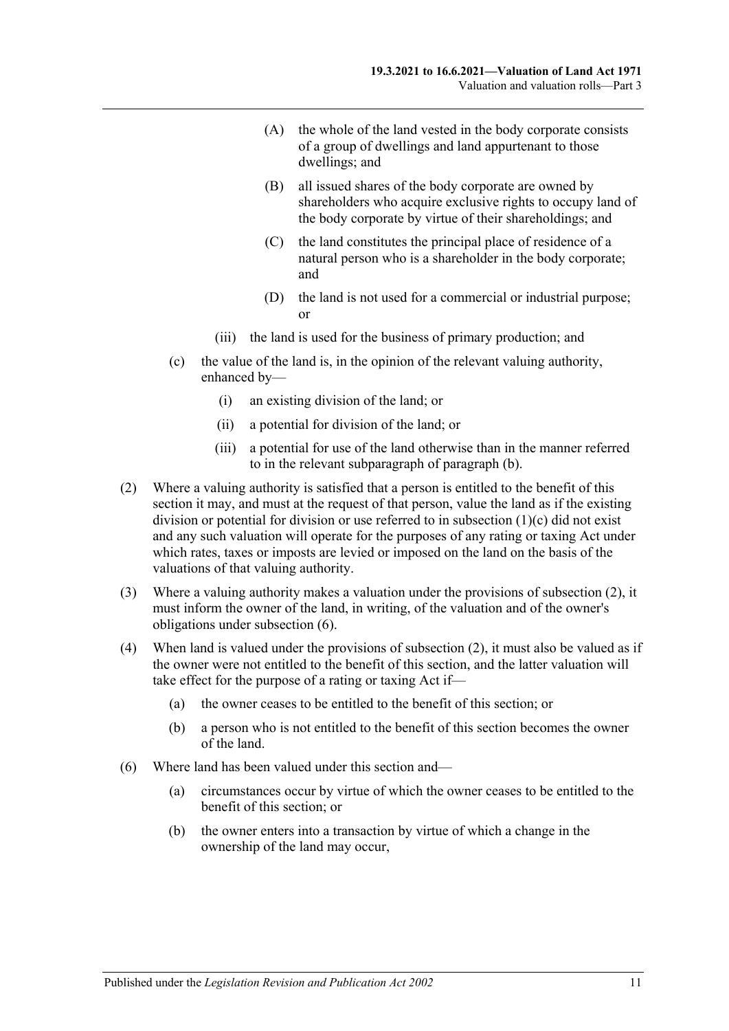(A) the whole of the land vested in the body corporate consists of a group of dwellings and land appurtenant to those dwellings; and

(B) all issued shares of the body corporate are owned by shareholders who acquire exclusive rights to occupy land of the body corporate by virtue of their shareholdings; and

(C) the land constitutes the principal place of residence of a natural person who is a shareholder in the body corporate; and

(D) the land is not used for a commercial or industrial purpose; or

(iii) the land is used for the business of primary production; and

(c) the value of the land is, in the opinion of the relevant valuing authority, enhanced by—

(i) an existing division of the land; or

(ii) a potential for division of the land; or

(iii) a potential for use of the land otherwise than in the manner referred to in the relevant subparagraph of paragraph (b).

(2) Where a valuing authority is satisfied that a person is entitled to the benefit of this section it may, and must at the request of that person, value the land as if the existing division or potential for division or use referred to in subsection (1)(c) did not exist and any such valuation will operate for the purposes of any rating or taxing Act under which rates, taxes or imposts are levied or imposed on the land on the basis of the valuations of that valuing authority.

(3) Where a valuing authority makes a valuation under the provisions of subsection (2), it must inform the owner of the land, in writing, of the valuation and of the owner's obligations under subsection (6).

(4) When land is valued under the provisions of subsection (2), it must also be valued as if the owner were not entitled to the benefit of this section, and the latter valuation will take effect for the purpose of a rating or taxing Act if—

(a) the owner ceases to be entitled to the benefit of this section; or

(b) a person who is not entitled to the benefit of this section becomes the owner of the land.

(6) Where land has been valued under this section and—

(a) circumstances occur by virtue of which the owner ceases to be entitled to the benefit of this section; or

(b) the owner enters into a transaction by virtue of which a change in the ownership of the land may occur,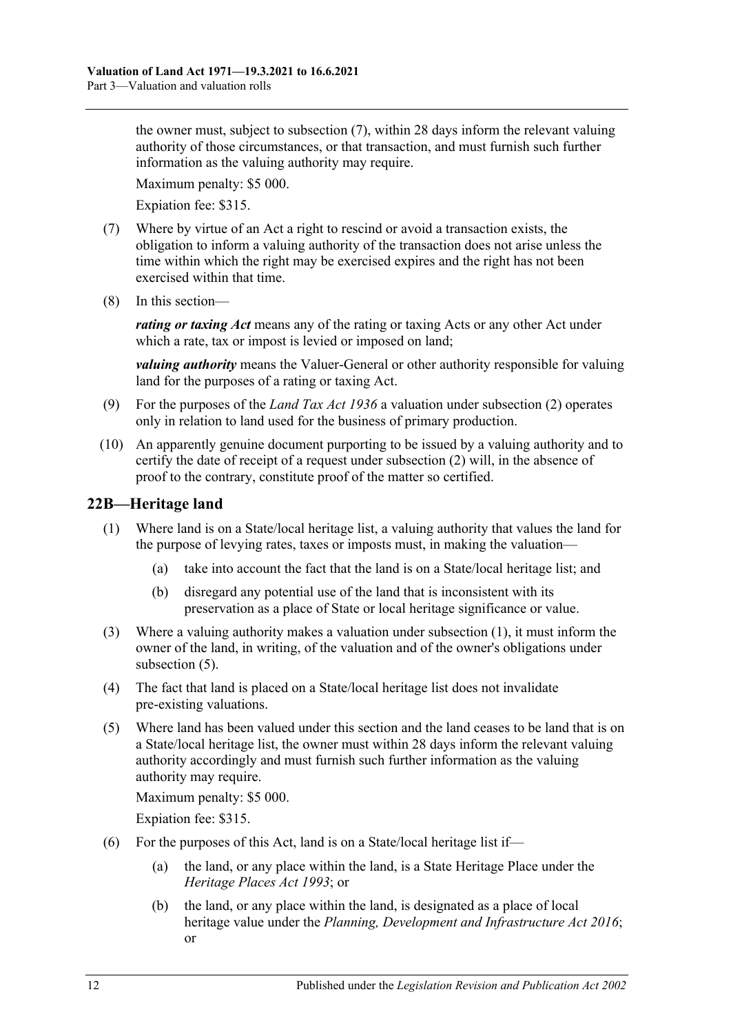the owner must, subject to subsection (7), within 28 days inform the relevant valuing authority of those circumstances, or that transaction, and must furnish such further information as the valuing authority may require.

Maximum penalty: $5 000.

Expiation fee: $315.

(7) Where by virtue of an Act a right to rescind or avoid a transaction exists, the obligation to inform a valuing authority of the transaction does not arise unless the time within which the right may be exercised expires and the right has not been exercised within that time.

(8) In this section—

***rating or taxing Act*** means any of the rating or taxing Acts or any other Act under which a rate, tax or impost is levied or imposed on land;

***valuing authority*** means the Valuer-General or other authority responsible for valuing land for the purposes of a rating or taxing Act.

(9) For the purposes of the *Land Tax Act 1936* a valuation under subsection (2) operates only in relation to land used for the business of primary production.

(10) An apparently genuine document purporting to be issued by a valuing authority and to certify the date of receipt of a request under subsection (2) will, in the absence of proof to the contrary, constitute proof of the matter so certified.

## 22B—Heritage land

(1) Where land is on a State/local heritage list, a valuing authority that values the land for the purpose of levying rates, taxes or imposts must, in making the valuation—

(a) take into account the fact that the land is on a State/local heritage list; and

(b) disregard any potential use of the land that is inconsistent with its preservation as a place of State or local heritage significance or value.

(3) Where a valuing authority makes a valuation under subsection (1), it must inform the owner of the land, in writing, of the valuation and of the owner's obligations under subsection (5).

(4) The fact that land is placed on a State/local heritage list does not invalidate pre-existing valuations.

(5) Where land has been valued under this section and the land ceases to be land that is on a State/local heritage list, the owner must within 28 days inform the relevant valuing authority accordingly and must furnish such further information as the valuing authority may require.

Maximum penalty: $5 000.

Expiation fee: $315.

(6) For the purposes of this Act, land is on a State/local heritage list if—

(a) the land, or any place within the land, is a State Heritage Place under the *Heritage Places Act 1993*; or

(b) the land, or any place within the land, is designated as a place of local heritage value under the *Planning, Development and Infrastructure Act 2016*; or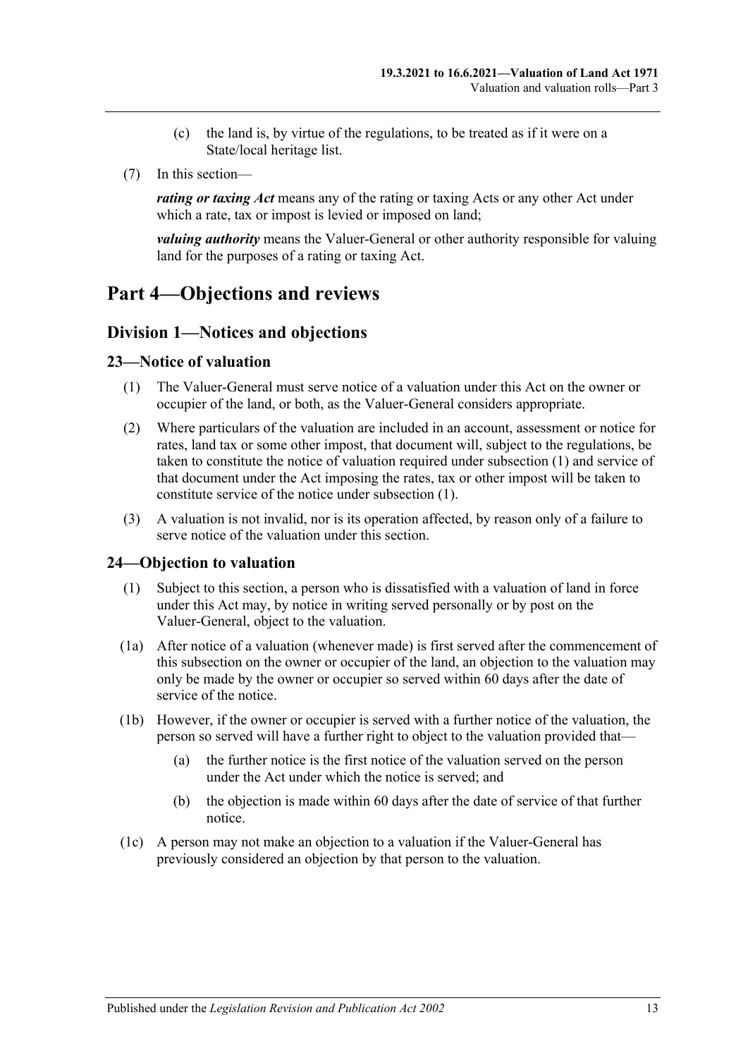(c) the land is, by virtue of the regulations, to be treated as if it were on a State/local heritage list.

(7) In this section—

***rating or taxing Act*** means any of the rating or taxing Acts or any other Act under which a rate, tax or impost is levied or imposed on land;

***valuing authority*** means the Valuer-General or other authority responsible for valuing land for the purposes of a rating or taxing Act.

# Part 4—Objections and reviews

## Division 1—Notices and objections

### 23—Notice of valuation

(1) The Valuer-General must serve notice of a valuation under this Act on the owner or occupier of the land, or both, as the Valuer-General considers appropriate.

(2) Where particulars of the valuation are included in an account, assessment or notice for rates, land tax or some other impost, that document will, subject to the regulations, be taken to constitute the notice of valuation required under subsection (1) and service of that document under the Act imposing the rates, tax or other impost will be taken to constitute service of the notice under subsection (1).

(3) A valuation is not invalid, nor is its operation affected, by reason only of a failure to serve notice of the valuation under this section.

### 24—Objection to valuation

(1) Subject to this section, a person who is dissatisfied with a valuation of land in force under this Act may, by notice in writing served personally or by post on the Valuer-General, object to the valuation.

(1a) After notice of a valuation (whenever made) is first served after the commencement of this subsection on the owner or occupier of the land, an objection to the valuation may only be made by the owner or occupier so served within 60 days after the date of service of the notice.

(1b) However, if the owner or occupier is served with a further notice of the valuation, the person so served will have a further right to object to the valuation provided that—

(a) the further notice is the first notice of the valuation served on the person under the Act under which the notice is served; and

(b) the objection is made within 60 days after the date of service of that further notice.

(1c) A person may not make an objection to a valuation if the Valuer-General has previously considered an objection by that person to the valuation.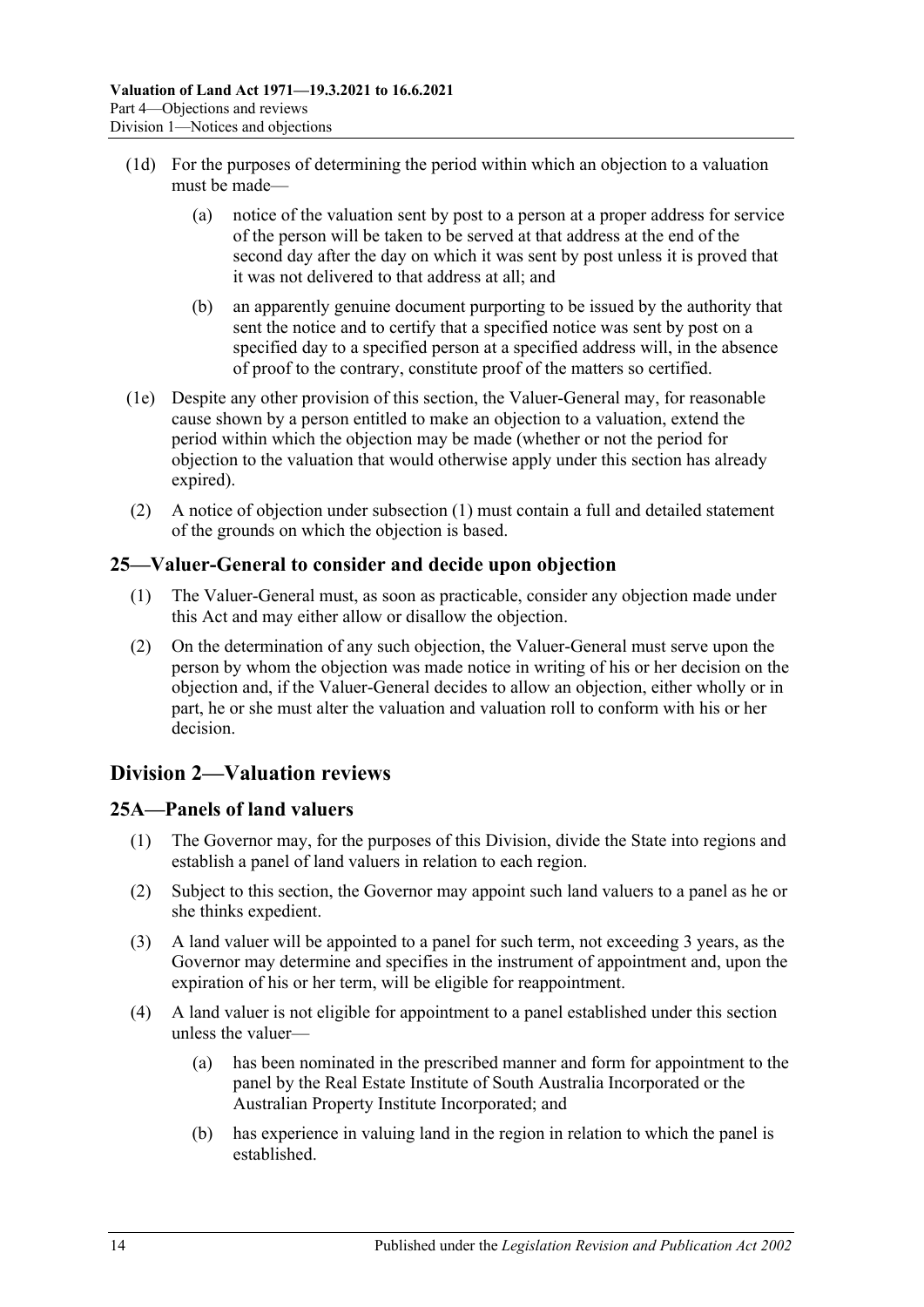(1d) For the purposes of determining the period within which an objection to a valuation must be made—

(a) notice of the valuation sent by post to a person at a proper address for service of the person will be taken to be served at that address at the end of the second day after the day on which it was sent by post unless it is proved that it was not delivered to that address at all; and

(b) an apparently genuine document purporting to be issued by the authority that sent the notice and to certify that a specified notice was sent by post on a specified day to a specified person at a specified address will, in the absence of proof to the contrary, constitute proof of the matters so certified.

(1e) Despite any other provision of this section, the Valuer-General may, for reasonable cause shown by a person entitled to make an objection to a valuation, extend the period within which the objection may be made (whether or not the period for objection to the valuation that would otherwise apply under this section has already expired).

(2) A notice of objection under subsection (1) must contain a full and detailed statement of the grounds on which the objection is based.

## 25—Valuer-General to consider and decide upon objection

(1) The Valuer-General must, as soon as practicable, consider any objection made under this Act and may either allow or disallow the objection.

(2) On the determination of any such objection, the Valuer-General must serve upon the person by whom the objection was made notice in writing of his or her decision on the objection and, if the Valuer-General decides to allow an objection, either wholly or in part, he or she must alter the valuation and valuation roll to conform with his or her decision.

# Division 2—Valuation reviews

## 25A—Panels of land valuers

(1) The Governor may, for the purposes of this Division, divide the State into regions and establish a panel of land valuers in relation to each region.

(2) Subject to this section, the Governor may appoint such land valuers to a panel as he or she thinks expedient.

(3) A land valuer will be appointed to a panel for such term, not exceeding 3 years, as the Governor may determine and specifies in the instrument of appointment and, upon the expiration of his or her term, will be eligible for reappointment.

(4) A land valuer is not eligible for appointment to a panel established under this section unless the valuer—

(a) has been nominated in the prescribed manner and form for appointment to the panel by the Real Estate Institute of South Australia Incorporated or the Australian Property Institute Incorporated; and

(b) has experience in valuing land in the region in relation to which the panel is established.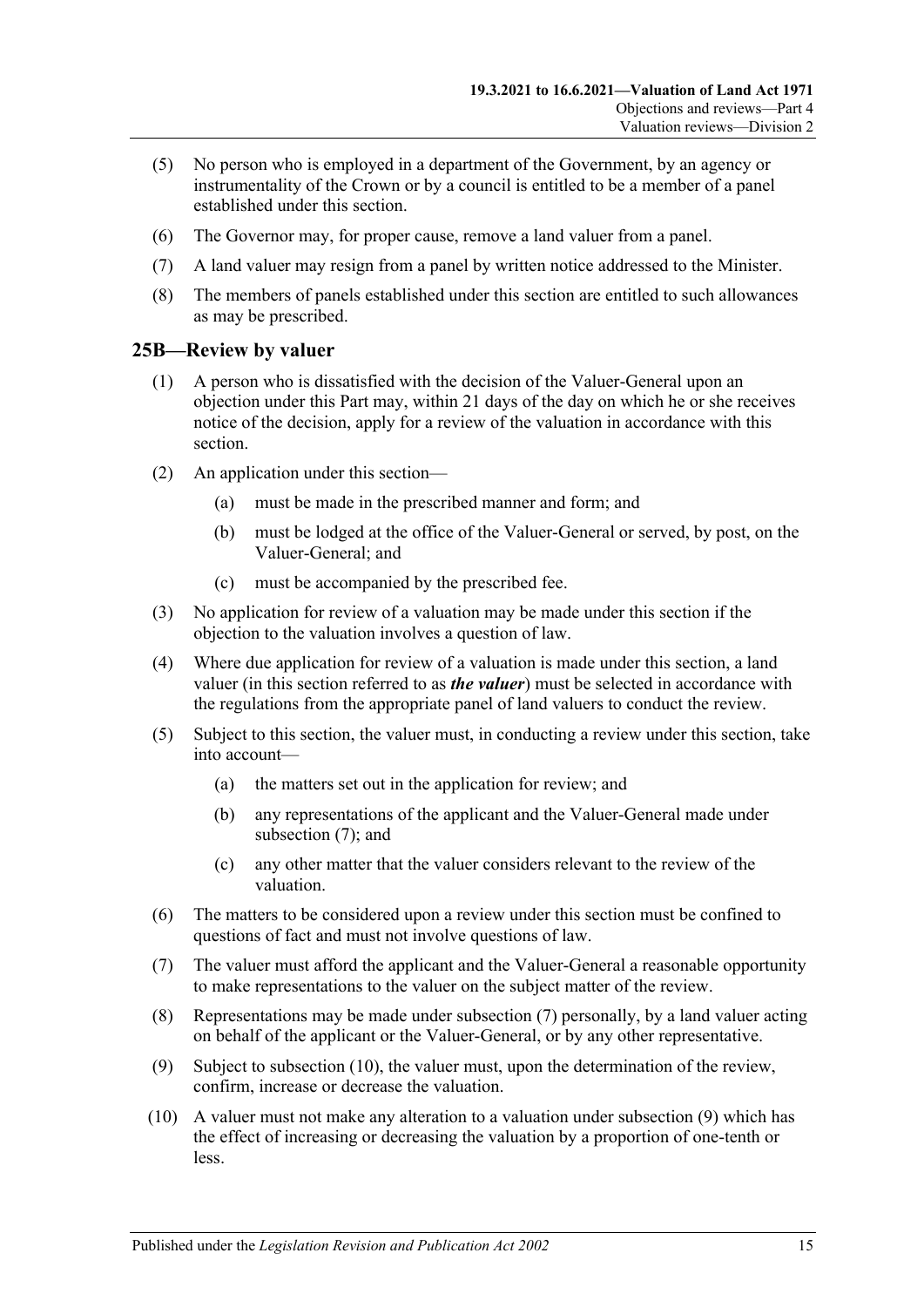(5) No person who is employed in a department of the Government, by an agency or instrumentality of the Crown or by a council is entitled to be a member of a panel established under this section.

(6) The Governor may, for proper cause, remove a land valuer from a panel.

(7) A land valuer may resign from a panel by written notice addressed to the Minister.

(8) The members of panels established under this section are entitled to such allowances as may be prescribed.

## 25B—Review by valuer

(1) A person who is dissatisfied with the decision of the Valuer-General upon an objection under this Part may, within 21 days of the day on which he or she receives notice of the decision, apply for a review of the valuation in accordance with this section.

(2) An application under this section—

   (a) must be made in the prescribed manner and form; and

   (b) must be lodged at the office of the Valuer-General or served, by post, on the Valuer-General; and

   (c) must be accompanied by the prescribed fee.

(3) No application for review of a valuation may be made under this section if the objection to the valuation involves a question of law.

(4) Where due application for review of a valuation is made under this section, a land valuer (in this section referred to as ***the valuer***) must be selected in accordance with the regulations from the appropriate panel of land valuers to conduct the review.

(5) Subject to this section, the valuer must, in conducting a review under this section, take into account—

   (a) the matters set out in the application for review; and

   (b) any representations of the applicant and the Valuer-General made under subsection (7); and

   (c) any other matter that the valuer considers relevant to the review of the valuation.

(6) The matters to be considered upon a review under this section must be confined to questions of fact and must not involve questions of law.

(7) The valuer must afford the applicant and the Valuer-General a reasonable opportunity to make representations to the valuer on the subject matter of the review.

(8) Representations may be made under subsection (7) personally, by a land valuer acting on behalf of the applicant or the Valuer-General, or by any other representative.

(9) Subject to subsection (10), the valuer must, upon the determination of the review, confirm, increase or decrease the valuation.

(10) A valuer must not make any alteration to a valuation under subsection (9) which has the effect of increasing or decreasing the valuation by a proportion of one-tenth or less.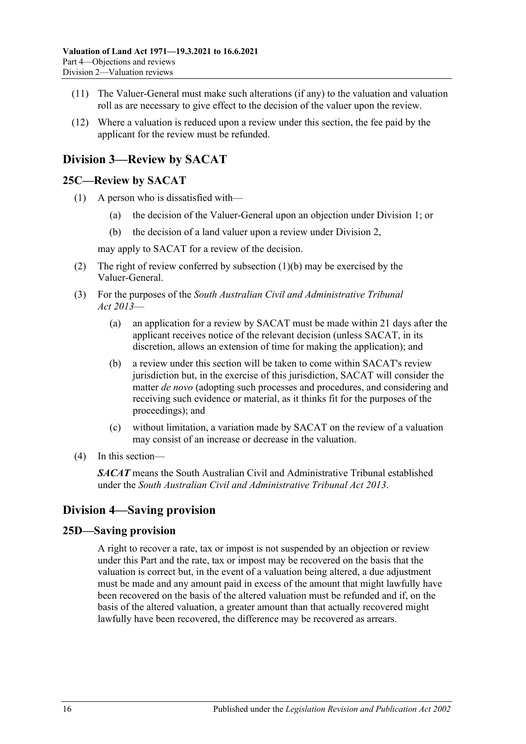(11) The Valuer-General must make such alterations (if any) to the valuation and valuation roll as are necessary to give effect to the decision of the valuer upon the review.

(12) Where a valuation is reduced upon a review under this section, the fee paid by the applicant for the review must be refunded.

## Division 3—Review by SACAT

### 25C—Review by SACAT

(1) A person who is dissatisfied with—

(a) the decision of the Valuer-General upon an objection under Division 1; or

(b) the decision of a land valuer upon a review under Division 2,

may apply to SACAT for a review of the decision.

(2) The right of review conferred by subsection (1)(b) may be exercised by the Valuer-General.

(3) For the purposes of the *South Australian Civil and Administrative Tribunal Act 2013*—

(a) an application for a review by SACAT must be made within 21 days after the applicant receives notice of the relevant decision (unless SACAT, in its discretion, allows an extension of time for making the application); and

(b) a review under this section will be taken to come within SACAT's review jurisdiction but, in the exercise of this jurisdiction, SACAT will consider the matter *de novo* (adopting such processes and procedures, and considering and receiving such evidence or material, as it thinks fit for the purposes of the proceedings); and

(c) without limitation, a variation made by SACAT on the review of a valuation may consist of an increase or decrease in the valuation.

(4) In this section—

***SACAT*** means the South Australian Civil and Administrative Tribunal established under the *South Australian Civil and Administrative Tribunal Act 2013*.

## Division 4—Saving provision

### 25D—Saving provision

A right to recover a rate, tax or impost is not suspended by an objection or review under this Part and the rate, tax or impost may be recovered on the basis that the valuation is correct but, in the event of a valuation being altered, a due adjustment must be made and any amount paid in excess of the amount that might lawfully have been recovered on the basis of the altered valuation must be refunded and if, on the basis of the altered valuation, a greater amount than that actually recovered might lawfully have been recovered, the difference may be recovered as arrears.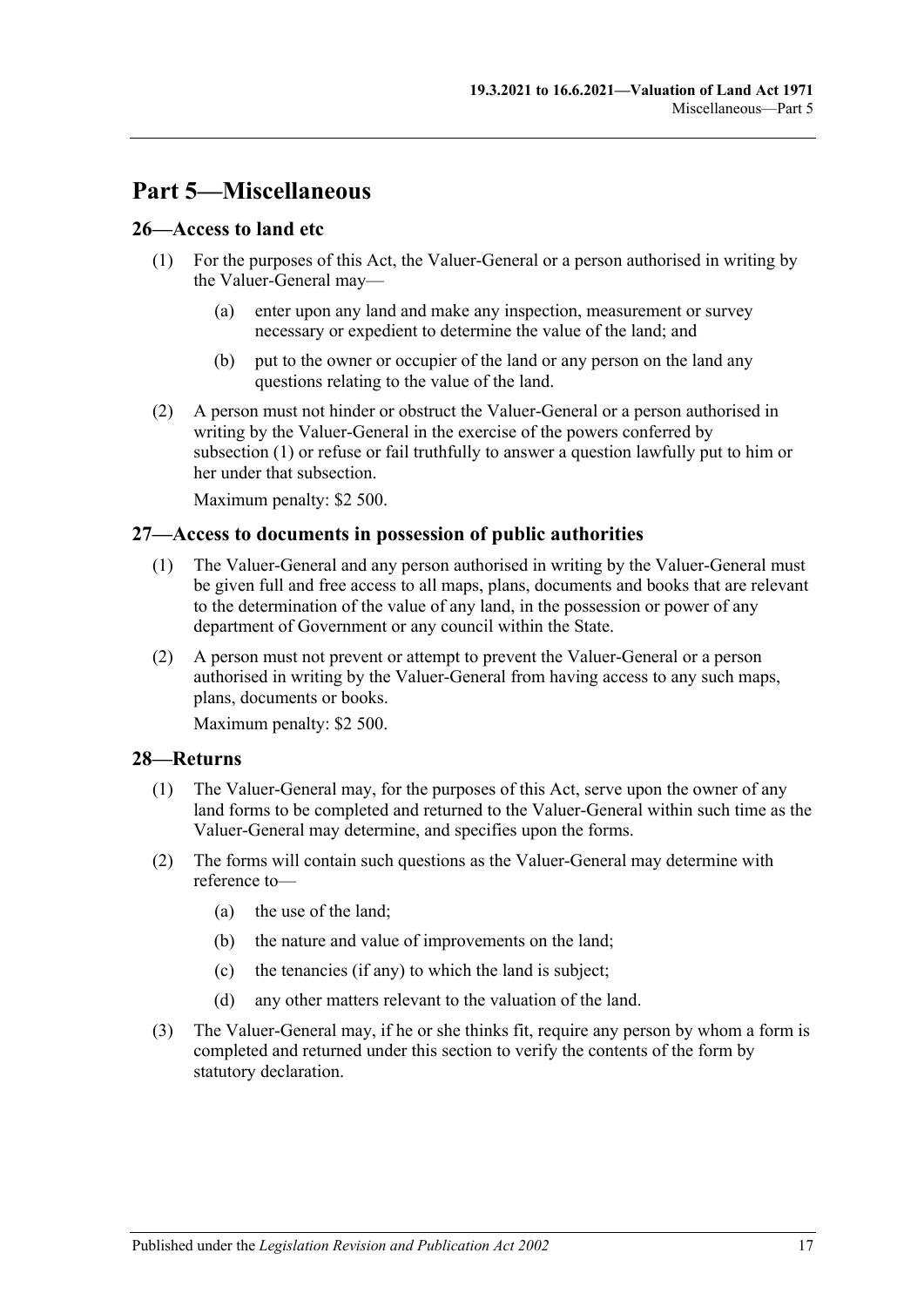# Part 5—Miscellaneous

## 26—Access to land etc

(1) For the purposes of this Act, the Valuer-General or a person authorised in writing by the Valuer-General may—

(a) enter upon any land and make any inspection, measurement or survey necessary or expedient to determine the value of the land; and

(b) put to the owner or occupier of the land or any person on the land any questions relating to the value of the land.

(2) A person must not hinder or obstruct the Valuer-General or a person authorised in writing by the Valuer-General in the exercise of the powers conferred by subsection (1) or refuse or fail truthfully to answer a question lawfully put to him or her under that subsection.

Maximum penalty: $2 500.

## 27—Access to documents in possession of public authorities

(1) The Valuer-General and any person authorised in writing by the Valuer-General must be given full and free access to all maps, plans, documents and books that are relevant to the determination of the value of any land, in the possession or power of any department of Government or any council within the State.

(2) A person must not prevent or attempt to prevent the Valuer-General or a person authorised in writing by the Valuer-General from having access to any such maps, plans, documents or books.

Maximum penalty: $2 500.

## 28—Returns

(1) The Valuer-General may, for the purposes of this Act, serve upon the owner of any land forms to be completed and returned to the Valuer-General within such time as the Valuer-General may determine, and specifies upon the forms.

(2) The forms will contain such questions as the Valuer-General may determine with reference to—

(a) the use of the land;

(b) the nature and value of improvements on the land;

(c) the tenancies (if any) to which the land is subject;

(d) any other matters relevant to the valuation of the land.

(3) The Valuer-General may, if he or she thinks fit, require any person by whom a form is completed and returned under this section to verify the contents of the form by statutory declaration.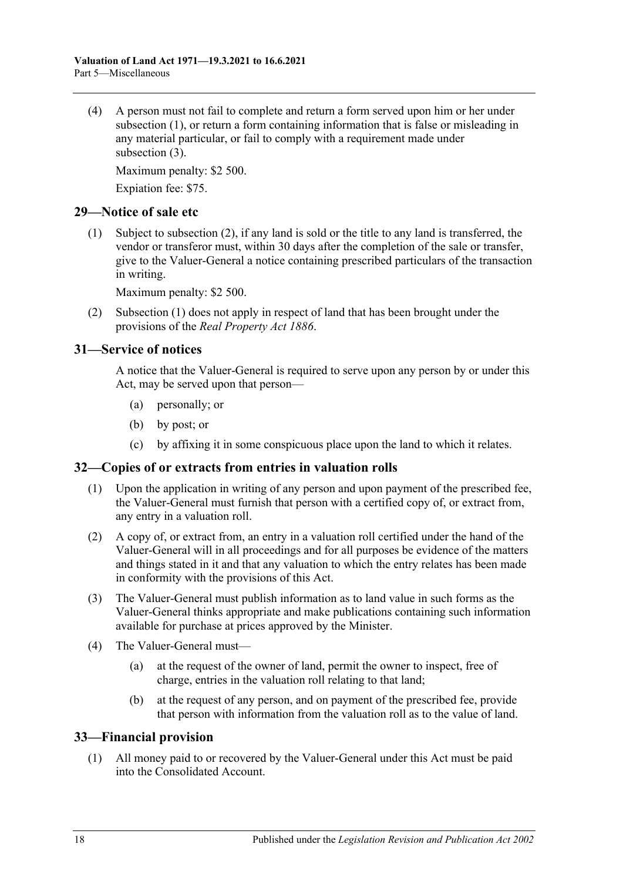(4) A person must not fail to complete and return a form served upon him or her under subsection (1), or return a form containing information that is false or misleading in any material particular, or fail to comply with a requirement made under subsection (3).

Maximum penalty: $2 500.

Expiation fee: $75.

## 29—Notice of sale etc

(1) Subject to subsection (2), if any land is sold or the title to any land is transferred, the vendor or transferor must, within 30 days after the completion of the sale or transfer, give to the Valuer-General a notice containing prescribed particulars of the transaction in writing.

Maximum penalty: $2 500.

(2) Subsection (1) does not apply in respect of land that has been brought under the provisions of the *Real Property Act 1886*.

## 31—Service of notices

A notice that the Valuer-General is required to serve upon any person by or under this Act, may be served upon that person—

(a) personally; or

(b) by post; or

(c) by affixing it in some conspicuous place upon the land to which it relates.

## 32—Copies of or extracts from entries in valuation rolls

(1) Upon the application in writing of any person and upon payment of the prescribed fee, the Valuer-General must furnish that person with a certified copy of, or extract from, any entry in a valuation roll.

(2) A copy of, or extract from, an entry in a valuation roll certified under the hand of the Valuer-General will in all proceedings and for all purposes be evidence of the matters and things stated in it and that any valuation to which the entry relates has been made in conformity with the provisions of this Act.

(3) The Valuer-General must publish information as to land value in such forms as the Valuer-General thinks appropriate and make publications containing such information available for purchase at prices approved by the Minister.

(4) The Valuer-General must—

(a) at the request of the owner of land, permit the owner to inspect, free of charge, entries in the valuation roll relating to that land;

(b) at the request of any person, and on payment of the prescribed fee, provide that person with information from the valuation roll as to the value of land.

## 33—Financial provision

(1) All money paid to or recovered by the Valuer-General under this Act must be paid into the Consolidated Account.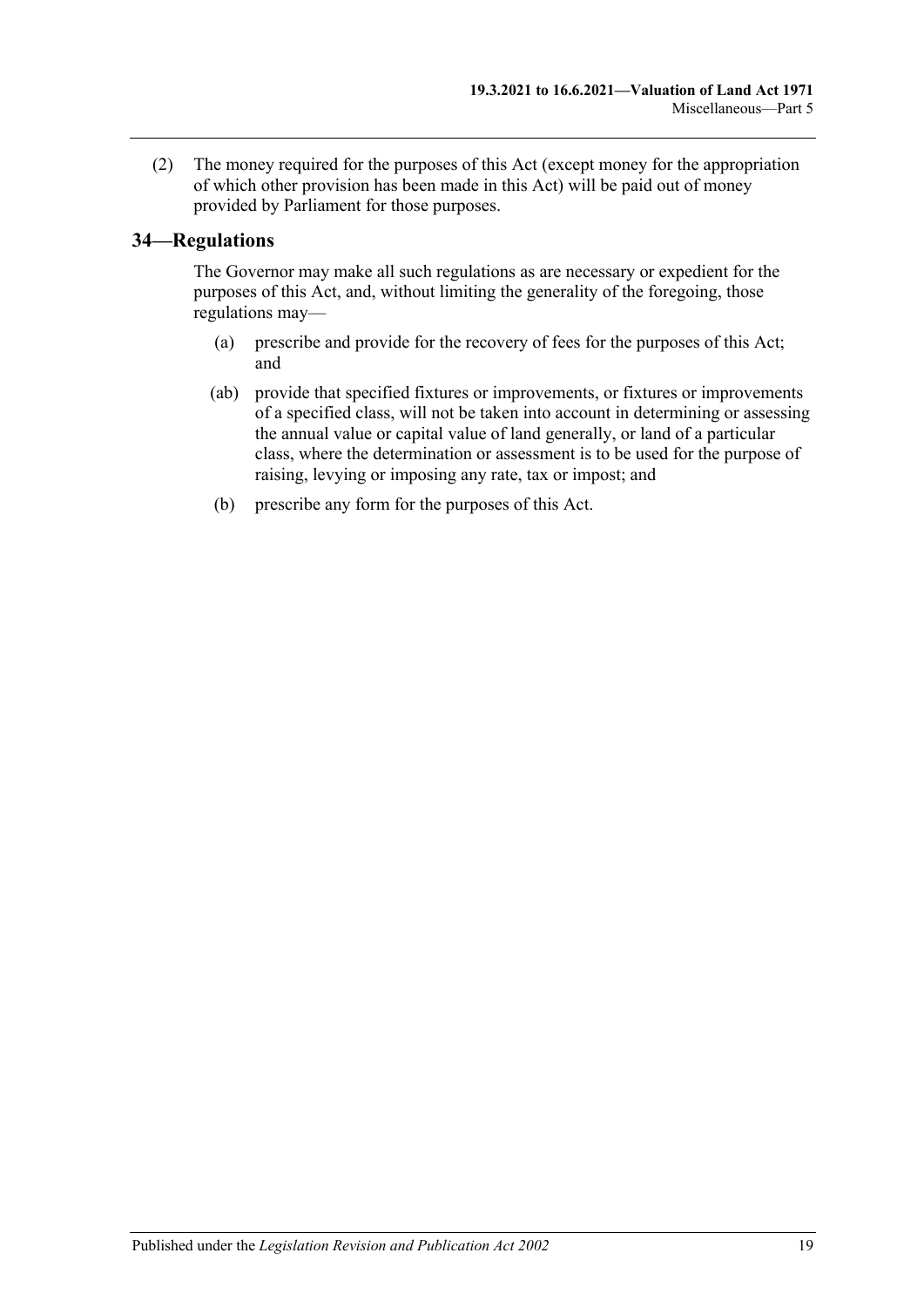(2) The money required for the purposes of this Act (except money for the appropriation of which other provision has been made in this Act) will be paid out of money provided by Parliament for those purposes.

## 34—Regulations

The Governor may make all such regulations as are necessary or expedient for the purposes of this Act, and, without limiting the generality of the foregoing, those regulations may—

(a) prescribe and provide for the recovery of fees for the purposes of this Act; and

(ab) provide that specified fixtures or improvements, or fixtures or improvements of a specified class, will not be taken into account in determining or assessing the annual value or capital value of land generally, or land of a particular class, where the determination or assessment is to be used for the purpose of raising, levying or imposing any rate, tax or impost; and

(b) prescribe any form for the purposes of this Act.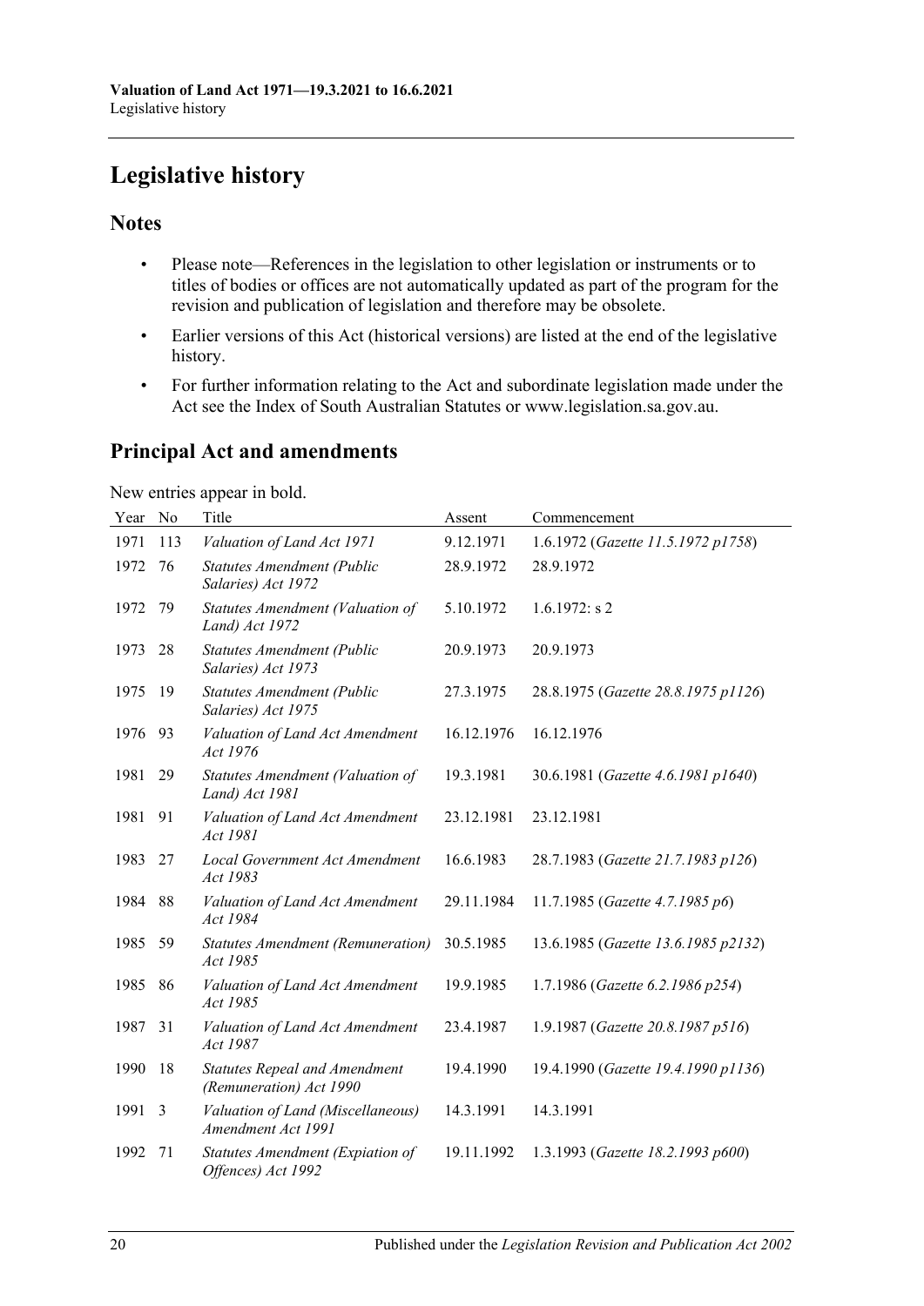# Legislative history

## Notes

- Please note—References in the legislation to other legislation or instruments or to titles of bodies or offices are not automatically updated as part of the program for the revision and publication of legislation and therefore may be obsolete.
- Earlier versions of this Act (historical versions) are listed at the end of the legislative history.
- For further information relating to the Act and subordinate legislation made under the Act see the Index of South Australian Statutes or www.legislation.sa.gov.au.

## Principal Act and amendments

New entries appear in bold.

| Year | No | Title | Assent | Commencement |
|---|---|---|---|---|
| 1971 | 113 | *Valuation of Land Act 1971* | 9.12.1971 | 1.6.1972 (*Gazette 11.5.1972 p1758*) |
| 1972 | 76 | *Statutes Amendment (Public Salaries) Act 1972* | 28.9.1972 | 28.9.1972 |
| 1972 | 79 | *Statutes Amendment (Valuation of Land) Act 1972* | 5.10.1972 | 1.6.1972: s 2 |
| 1973 | 28 | *Statutes Amendment (Public Salaries) Act 1973* | 20.9.1973 | 20.9.1973 |
| 1975 | 19 | *Statutes Amendment (Public Salaries) Act 1975* | 27.3.1975 | 28.8.1975 (*Gazette 28.8.1975 p1126*) |
| 1976 | 93 | *Valuation of Land Act Amendment Act 1976* | 16.12.1976 | 16.12.1976 |
| 1981 | 29 | *Statutes Amendment (Valuation of Land) Act 1981* | 19.3.1981 | 30.6.1981 (*Gazette 4.6.1981 p1640*) |
| 1981 | 91 | *Valuation of Land Act Amendment Act 1981* | 23.12.1981 | 23.12.1981 |
| 1983 | 27 | *Local Government Act Amendment Act 1983* | 16.6.1983 | 28.7.1983 (*Gazette 21.7.1983 p126*) |
| 1984 | 88 | *Valuation of Land Act Amendment Act 1984* | 29.11.1984 | 11.7.1985 (*Gazette 4.7.1985 p6*) |
| 1985 | 59 | *Statutes Amendment (Remuneration) Act 1985* | 30.5.1985 | 13.6.1985 (*Gazette 13.6.1985 p2132*) |
| 1985 | 86 | *Valuation of Land Act Amendment Act 1985* | 19.9.1985 | 1.7.1986 (*Gazette 6.2.1986 p254*) |
| 1987 | 31 | *Valuation of Land Act Amendment Act 1987* | 23.4.1987 | 1.9.1987 (*Gazette 20.8.1987 p516*) |
| 1990 | 18 | *Statutes Repeal and Amendment (Remuneration) Act 1990* | 19.4.1990 | 19.4.1990 (*Gazette 19.4.1990 p1136*) |
| 1991 | 3 | *Valuation of Land (Miscellaneous) Amendment Act 1991* | 14.3.1991 | 14.3.1991 |
| 1992 | 71 | *Statutes Amendment (Expiation of Offences) Act 1992* | 19.11.1992 | 1.3.1993 (*Gazette 18.2.1993 p600*) |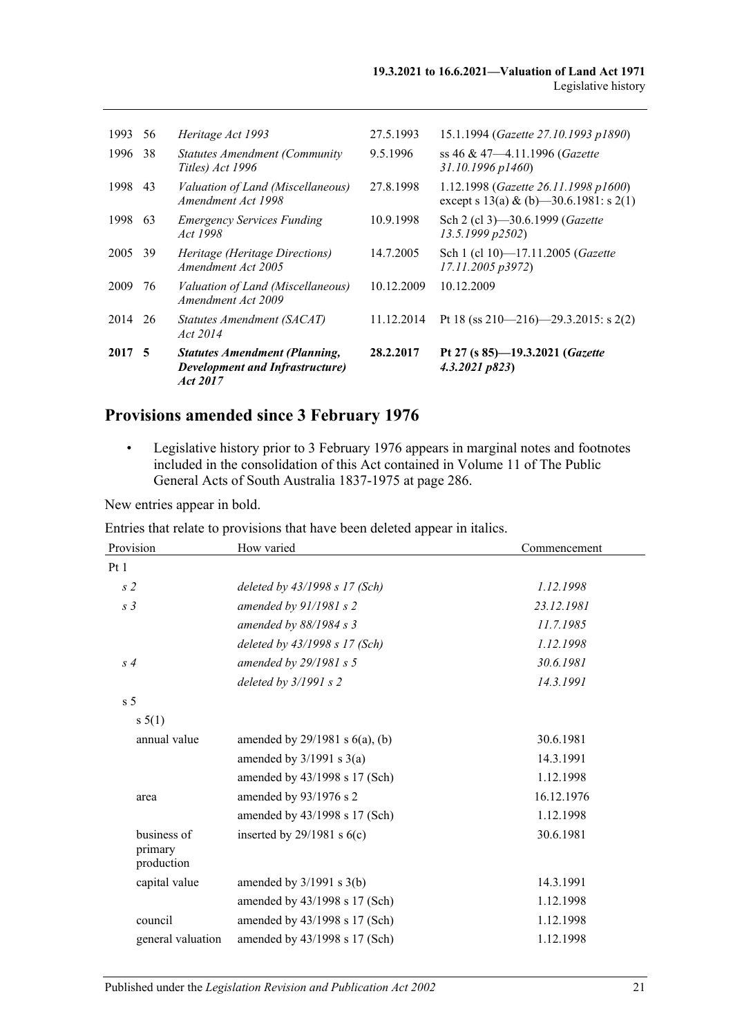| | | | | |
|---|---|---|---|---|
| 1993 | 56 | *Heritage Act 1993* | 27.5.1993 | 15.1.1994 (*Gazette 27.10.1993 p1890*) |
| 1996 | 38 | *Statutes Amendment (Community Titles) Act 1996* | 9.5.1996 | ss 46 & 47—4.11.1996 (*Gazette 31.10.1996 p1460*) |
| 1998 | 43 | *Valuation of Land (Miscellaneous) Amendment Act 1998* | 27.8.1998 | 1.12.1998 (*Gazette 26.11.1998 p1600*) except s 13(a) & (b)—30.6.1981: s 2(1) |
| 1998 | 63 | *Emergency Services Funding Act 1998* | 10.9.1998 | Sch 2 (cl 3)—30.6.1999 (*Gazette 13.5.1999 p2502*) |
| 2005 | 39 | *Heritage (Heritage Directions) Amendment Act 2005* | 14.7.2005 | Sch 1 (cl 10)—17.11.2005 (*Gazette 17.11.2005 p3972*) |
| 2009 | 76 | *Valuation of Land (Miscellaneous) Amendment Act 2009* | 10.12.2009 | 10.12.2009 |
| 2014 | 26 | *Statutes Amendment (SACAT) Act 2014* | 11.12.2014 | Pt 18 (ss 210—216)—29.3.2015: s 2(2) |
| **2017** | **5** | ***Statutes Amendment (Planning, Development and Infrastructure) Act 2017*** | **28.2.2017** | **Pt 27 (s 85)—19.3.2021 (*Gazette 4.3.2021 p823*)** |

## Provisions amended since 3 February 1976

- Legislative history prior to 3 February 1976 appears in marginal notes and footnotes included in the consolidation of this Act contained in Volume 11 of The Public General Acts of South Australia 1837-1975 at page 286.

New entries appear in bold.

Entries that relate to provisions that have been deleted appear in italics.

| Provision | How varied | Commencement |
|---|---|---|
| Pt 1 | | |
| *s 2* | *deleted by 43/1998 s 17 (Sch)* | *1.12.1998* |
| *s 3* | *amended by 91/1981 s 2* | *23.12.1981* |
| | *amended by 88/1984 s 3* | *11.7.1985* |
| | *deleted by 43/1998 s 17 (Sch)* | *1.12.1998* |
| *s 4* | *amended by 29/1981 s 5* | *30.6.1981* |
| | *deleted by 3/1991 s 2* | *14.3.1991* |
| s 5 | | |
| s 5(1) | | |
| annual value | amended by 29/1981 s 6(a), (b) | 30.6.1981 |
| | amended by 3/1991 s 3(a) | 14.3.1991 |
| | amended by 43/1998 s 17 (Sch) | 1.12.1998 |
| area | amended by 93/1976 s 2 | 16.12.1976 |
| | amended by 43/1998 s 17 (Sch) | 1.12.1998 |
| business of primary production | inserted by 29/1981 s 6(c) | 30.6.1981 |
| capital value | amended by 3/1991 s 3(b) | 14.3.1991 |
| | amended by 43/1998 s 17 (Sch) | 1.12.1998 |
| council | amended by 43/1998 s 17 (Sch) | 1.12.1998 |
| general valuation | amended by 43/1998 s 17 (Sch) | 1.12.1998 |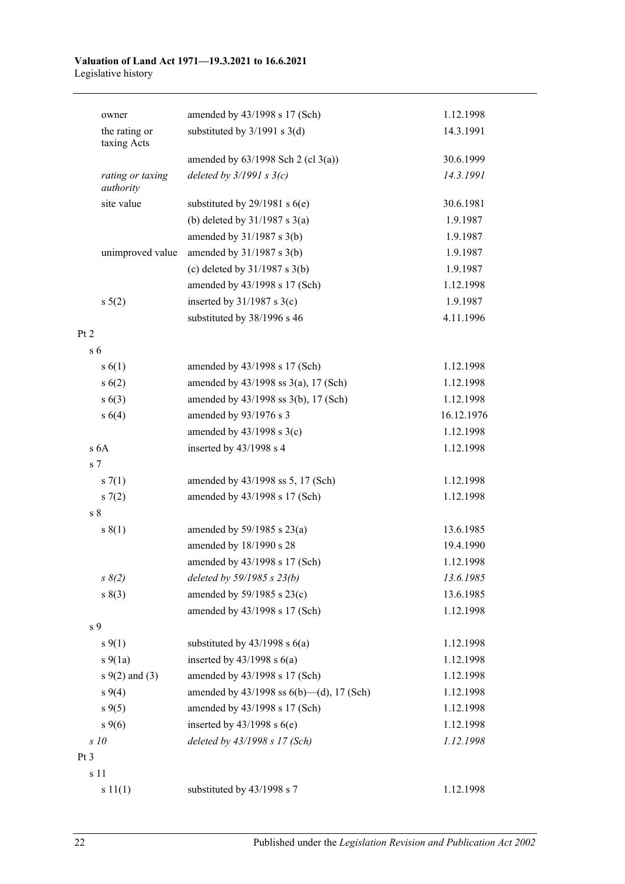| | | |
|---|---|---|
| owner | amended by 43/1998 s 17 (Sch) | 1.12.1998 |
| the rating or taxing Acts | substituted by 3/1991 s 3(d) | 14.3.1991 |
| | amended by 63/1998 Sch 2 (cl 3(a)) | 30.6.1999 |
| *rating or taxing authority* | *deleted by 3/1991 s 3(c)* | *14.3.1991* |
| site value | substituted by 29/1981 s 6(e) | 30.6.1981 |
| | (b) deleted by 31/1987 s 3(a) | 1.9.1987 |
| | amended by 31/1987 s 3(b) | 1.9.1987 |
| unimproved value | amended by 31/1987 s 3(b) | 1.9.1987 |
| | (c) deleted by 31/1987 s 3(b) | 1.9.1987 |
| | amended by 43/1998 s 17 (Sch) | 1.12.1998 |
| s 5(2) | inserted by 31/1987 s 3(c) | 1.9.1987 |
| | substituted by 38/1996 s 46 | 4.11.1996 |
| Pt 2 | | |
| s 6 | | |
| s 6(1) | amended by 43/1998 s 17 (Sch) | 1.12.1998 |
| s 6(2) | amended by 43/1998 ss 3(a), 17 (Sch) | 1.12.1998 |
| s 6(3) | amended by 43/1998 ss 3(b), 17 (Sch) | 1.12.1998 |
| s 6(4) | amended by 93/1976 s 3 | 16.12.1976 |
| | amended by 43/1998 s 3(c) | 1.12.1998 |
| s 6A | inserted by 43/1998 s 4 | 1.12.1998 |
| s 7 | | |
| s 7(1) | amended by 43/1998 ss 5, 17 (Sch) | 1.12.1998 |
| s 7(2) | amended by 43/1998 s 17 (Sch) | 1.12.1998 |
| s 8 | | |
| s 8(1) | amended by 59/1985 s 23(a) | 13.6.1985 |
| | amended by 18/1990 s 28 | 19.4.1990 |
| | amended by 43/1998 s 17 (Sch) | 1.12.1998 |
| *s 8(2)* | *deleted by 59/1985 s 23(b)* | *13.6.1985* |
| s 8(3) | amended by 59/1985 s 23(c) | 13.6.1985 |
| | amended by 43/1998 s 17 (Sch) | 1.12.1998 |
| s 9 | | |
| s 9(1) | substituted by 43/1998 s 6(a) | 1.12.1998 |
| s 9(1a) | inserted by 43/1998 s 6(a) | 1.12.1998 |
| s 9(2) and (3) | amended by 43/1998 s 17 (Sch) | 1.12.1998 |
| s 9(4) | amended by 43/1998 ss 6(b)—(d), 17 (Sch) | 1.12.1998 |
| s 9(5) | amended by 43/1998 s 17 (Sch) | 1.12.1998 |
| s 9(6) | inserted by 43/1998 s 6(e) | 1.12.1998 |
| *s 10* | *deleted by 43/1998 s 17 (Sch)* | *1.12.1998* |
| Pt 3 | | |
| s 11 | | |
| s 11(1) | substituted by 43/1998 s 7 | 1.12.1998 |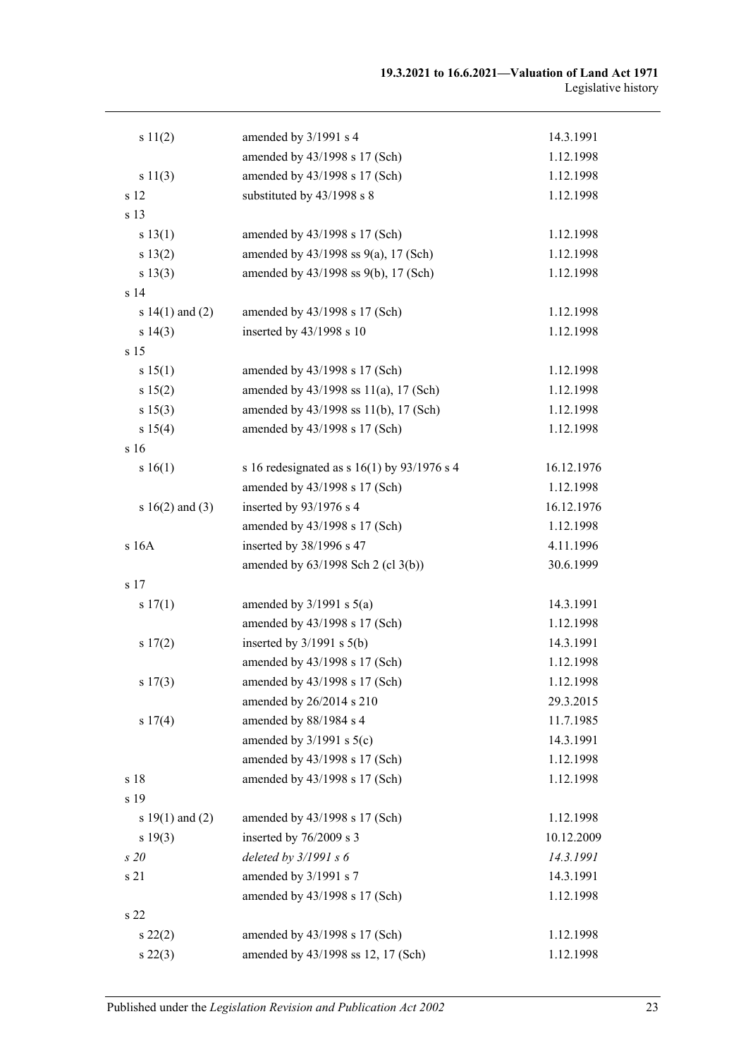| | | |
|---|---|---|
| s 11(2) | amended by 3/1991 s 4 | 14.3.1991 |
| | amended by 43/1998 s 17 (Sch) | 1.12.1998 |
| s 11(3) | amended by 43/1998 s 17 (Sch) | 1.12.1998 |
| s 12 | substituted by 43/1998 s 8 | 1.12.1998 |
| s 13 | | |
| s 13(1) | amended by 43/1998 s 17 (Sch) | 1.12.1998 |
| s 13(2) | amended by 43/1998 ss 9(a), 17 (Sch) | 1.12.1998 |
| s 13(3) | amended by 43/1998 ss 9(b), 17 (Sch) | 1.12.1998 |
| s 14 | | |
| s 14(1) and (2) | amended by 43/1998 s 17 (Sch) | 1.12.1998 |
| s 14(3) | inserted by 43/1998 s 10 | 1.12.1998 |
| s 15 | | |
| s 15(1) | amended by 43/1998 s 17 (Sch) | 1.12.1998 |
| s 15(2) | amended by 43/1998 ss 11(a), 17 (Sch) | 1.12.1998 |
| s 15(3) | amended by 43/1998 ss 11(b), 17 (Sch) | 1.12.1998 |
| s 15(4) | amended by 43/1998 s 17 (Sch) | 1.12.1998 |
| s 16 | | |
| s 16(1) | s 16 redesignated as s 16(1) by 93/1976 s 4 | 16.12.1976 |
| | amended by 43/1998 s 17 (Sch) | 1.12.1998 |
| s 16(2) and (3) | inserted by 93/1976 s 4 | 16.12.1976 |
| | amended by 43/1998 s 17 (Sch) | 1.12.1998 |
| s 16A | inserted by 38/1996 s 47 | 4.11.1996 |
| | amended by 63/1998 Sch 2 (cl 3(b)) | 30.6.1999 |
| s 17 | | |
| s 17(1) | amended by 3/1991 s 5(a) | 14.3.1991 |
| | amended by 43/1998 s 17 (Sch) | 1.12.1998 |
| s 17(2) | inserted by 3/1991 s 5(b) | 14.3.1991 |
| | amended by 43/1998 s 17 (Sch) | 1.12.1998 |
| s 17(3) | amended by 43/1998 s 17 (Sch) | 1.12.1998 |
| | amended by 26/2014 s 210 | 29.3.2015 |
| s 17(4) | amended by 88/1984 s 4 | 11.7.1985 |
| | amended by 3/1991 s 5(c) | 14.3.1991 |
| | amended by 43/1998 s 17 (Sch) | 1.12.1998 |
| s 18 | amended by 43/1998 s 17 (Sch) | 1.12.1998 |
| s 19 | | |
| s 19(1) and (2) | amended by 43/1998 s 17 (Sch) | 1.12.1998 |
| s 19(3) | inserted by 76/2009 s 3 | 10.12.2009 |
| *s 20* | *deleted by 3/1991 s 6* | *14.3.1991* |
| s 21 | amended by 3/1991 s 7 | 14.3.1991 |
| | amended by 43/1998 s 17 (Sch) | 1.12.1998 |
| s 22 | | |
| s 22(2) | amended by 43/1998 s 17 (Sch) | 1.12.1998 |
| s 22(3) | amended by 43/1998 ss 12, 17 (Sch) | 1.12.1998 |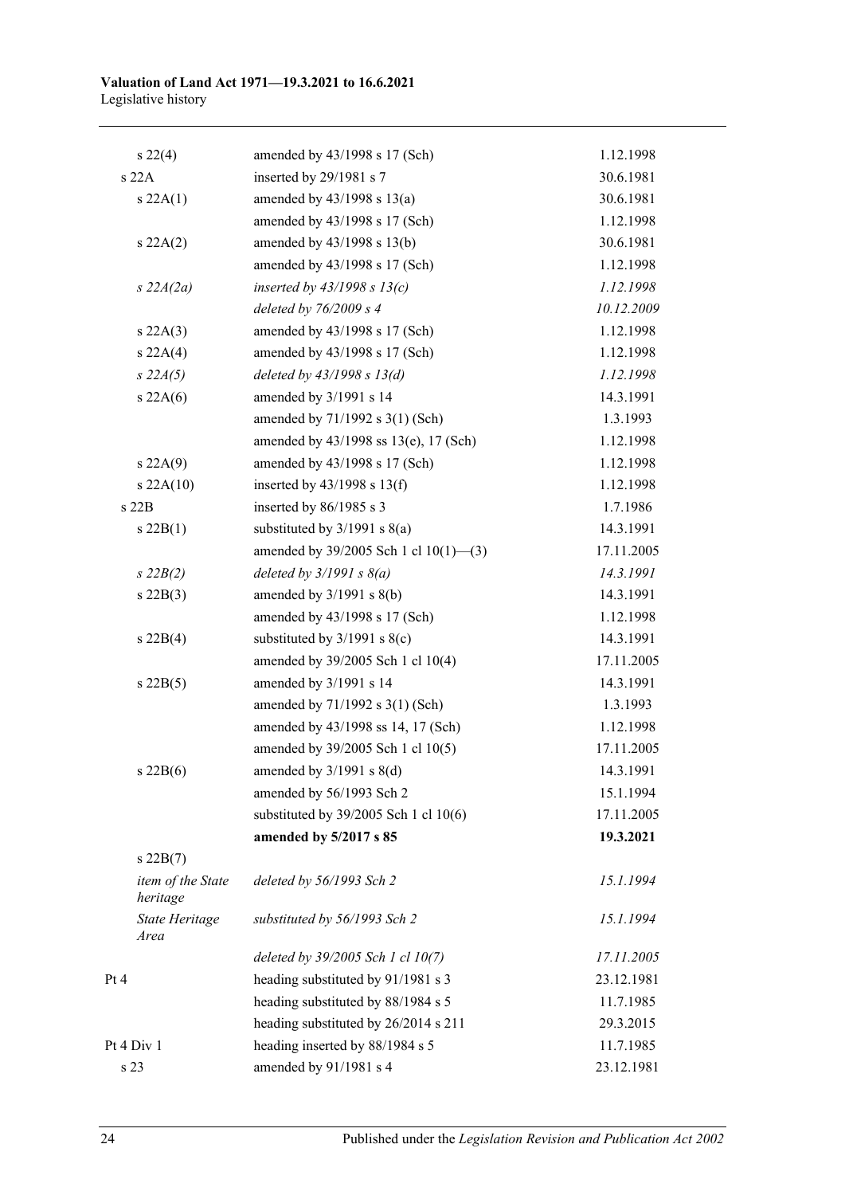| | | |
|---|---|---|
| s 22(4) | amended by 43/1998 s 17 (Sch) | 1.12.1998 |
| s 22A | inserted by 29/1981 s 7 | 30.6.1981 |
| s 22A(1) | amended by 43/1998 s 13(a) | 30.6.1981 |
| | amended by 43/1998 s 17 (Sch) | 1.12.1998 |
| s 22A(2) | amended by 43/1998 s 13(b) | 30.6.1981 |
| | amended by 43/1998 s 17 (Sch) | 1.12.1998 |
| *s 22A(2a)* | *inserted by 43/1998 s 13(c)* | *1.12.1998* |
| | *deleted by 76/2009 s 4* | *10.12.2009* |
| s 22A(3) | amended by 43/1998 s 17 (Sch) | 1.12.1998 |
| s 22A(4) | amended by 43/1998 s 17 (Sch) | 1.12.1998 |
| *s 22A(5)* | *deleted by 43/1998 s 13(d)* | *1.12.1998* |
| s 22A(6) | amended by 3/1991 s 14 | 14.3.1991 |
| | amended by 71/1992 s 3(1) (Sch) | 1.3.1993 |
| | amended by 43/1998 ss 13(e), 17 (Sch) | 1.12.1998 |
| s 22A(9) | amended by 43/1998 s 17 (Sch) | 1.12.1998 |
| s 22A(10) | inserted by 43/1998 s 13(f) | 1.12.1998 |
| s 22B | inserted by 86/1985 s 3 | 1.7.1986 |
| s 22B(1) | substituted by 3/1991 s 8(a) | 14.3.1991 |
| | amended by 39/2005 Sch 1 cl 10(1)—(3) | 17.11.2005 |
| *s 22B(2)* | *deleted by 3/1991 s 8(a)* | *14.3.1991* |
| s 22B(3) | amended by 3/1991 s 8(b) | 14.3.1991 |
| | amended by 43/1998 s 17 (Sch) | 1.12.1998 |
| s 22B(4) | substituted by 3/1991 s 8(c) | 14.3.1991 |
| | amended by 39/2005 Sch 1 cl 10(4) | 17.11.2005 |
| s 22B(5) | amended by 3/1991 s 14 | 14.3.1991 |
| | amended by 71/1992 s 3(1) (Sch) | 1.3.1993 |
| | amended by 43/1998 ss 14, 17 (Sch) | 1.12.1998 |
| | amended by 39/2005 Sch 1 cl 10(5) | 17.11.2005 |
| s 22B(6) | amended by 3/1991 s 8(d) | 14.3.1991 |
| | amended by 56/1993 Sch 2 | 15.1.1994 |
| | substituted by 39/2005 Sch 1 cl 10(6) | 17.11.2005 |
| | **amended by 5/2017 s 85** | **19.3.2021** |
| s 22B(7) | | |
| *item of the State heritage* | *deleted by 56/1993 Sch 2* | *15.1.1994* |
| *State Heritage Area* | *substituted by 56/1993 Sch 2* | *15.1.1994* |
| | *deleted by 39/2005 Sch 1 cl 10(7)* | *17.11.2005* |
| Pt 4 | heading substituted by 91/1981 s 3 | 23.12.1981 |
| | heading substituted by 88/1984 s 5 | 11.7.1985 |
| | heading substituted by 26/2014 s 211 | 29.3.2015 |
| Pt 4 Div 1 | heading inserted by 88/1984 s 5 | 11.7.1985 |
| s 23 | amended by 91/1981 s 4 | 23.12.1981 |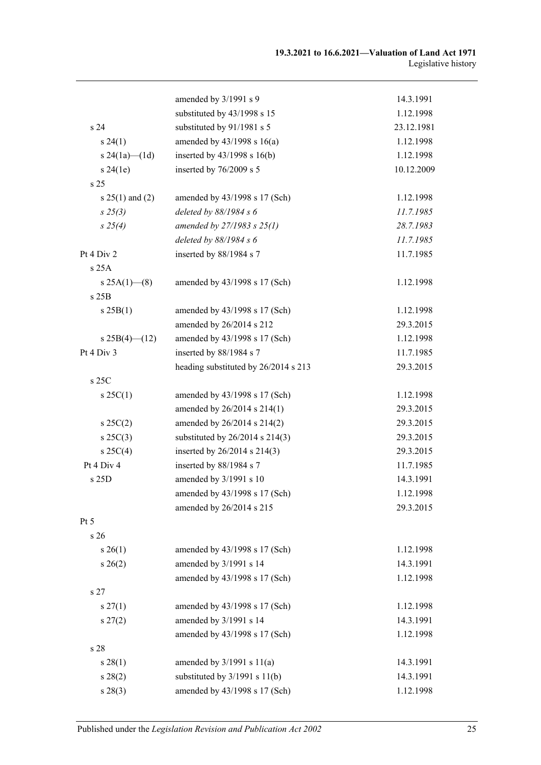| | | |
|---|---|---|
| | amended by 3/1991 s 9 | 14.3.1991 |
| | substituted by 43/1998 s 15 | 1.12.1998 |
| s 24 | substituted by 91/1981 s 5 | 23.12.1981 |
| s 24(1) | amended by 43/1998 s 16(a) | 1.12.1998 |
| s 24(1a)—(1d) | inserted by 43/1998 s 16(b) | 1.12.1998 |
| s 24(1e) | inserted by 76/2009 s 5 | 10.12.2009 |
| s 25 | | |
| s 25(1) and (2) | amended by 43/1998 s 17 (Sch) | 1.12.1998 |
| *s 25(3)* | *deleted by 88/1984 s 6* | *11.7.1985* |
| *s 25(4)* | *amended by 27/1983 s 25(1)* | *28.7.1983* |
| | *deleted by 88/1984 s 6* | *11.7.1985* |
| Pt 4 Div 2 | inserted by 88/1984 s 7 | 11.7.1985 |
| s 25A | | |
| s 25A(1)—(8) | amended by 43/1998 s 17 (Sch) | 1.12.1998 |
| s 25B | | |
| s 25B(1) | amended by 43/1998 s 17 (Sch) | 1.12.1998 |
| | amended by 26/2014 s 212 | 29.3.2015 |
| s 25B(4)—(12) | amended by 43/1998 s 17 (Sch) | 1.12.1998 |
| Pt 4 Div 3 | inserted by 88/1984 s 7 | 11.7.1985 |
| | heading substituted by 26/2014 s 213 | 29.3.2015 |
| s 25C | | |
| s 25C(1) | amended by 43/1998 s 17 (Sch) | 1.12.1998 |
| | amended by 26/2014 s 214(1) | 29.3.2015 |
| s 25C(2) | amended by 26/2014 s 214(2) | 29.3.2015 |
| s 25C(3) | substituted by 26/2014 s 214(3) | 29.3.2015 |
| s 25C(4) | inserted by 26/2014 s 214(3) | 29.3.2015 |
| Pt 4 Div 4 | inserted by 88/1984 s 7 | 11.7.1985 |
| s 25D | amended by 3/1991 s 10 | 14.3.1991 |
| | amended by 43/1998 s 17 (Sch) | 1.12.1998 |
| | amended by 26/2014 s 215 | 29.3.2015 |
| Pt 5 | | |
| s 26 | | |
| s 26(1) | amended by 43/1998 s 17 (Sch) | 1.12.1998 |
| s 26(2) | amended by 3/1991 s 14 | 14.3.1991 |
| | amended by 43/1998 s 17 (Sch) | 1.12.1998 |
| s 27 | | |
| s 27(1) | amended by 43/1998 s 17 (Sch) | 1.12.1998 |
| s 27(2) | amended by 3/1991 s 14 | 14.3.1991 |
| | amended by 43/1998 s 17 (Sch) | 1.12.1998 |
| s 28 | | |
| s 28(1) | amended by 3/1991 s 11(a) | 14.3.1991 |
| s 28(2) | substituted by 3/1991 s 11(b) | 14.3.1991 |
| s 28(3) | amended by 43/1998 s 17 (Sch) | 1.12.1998 |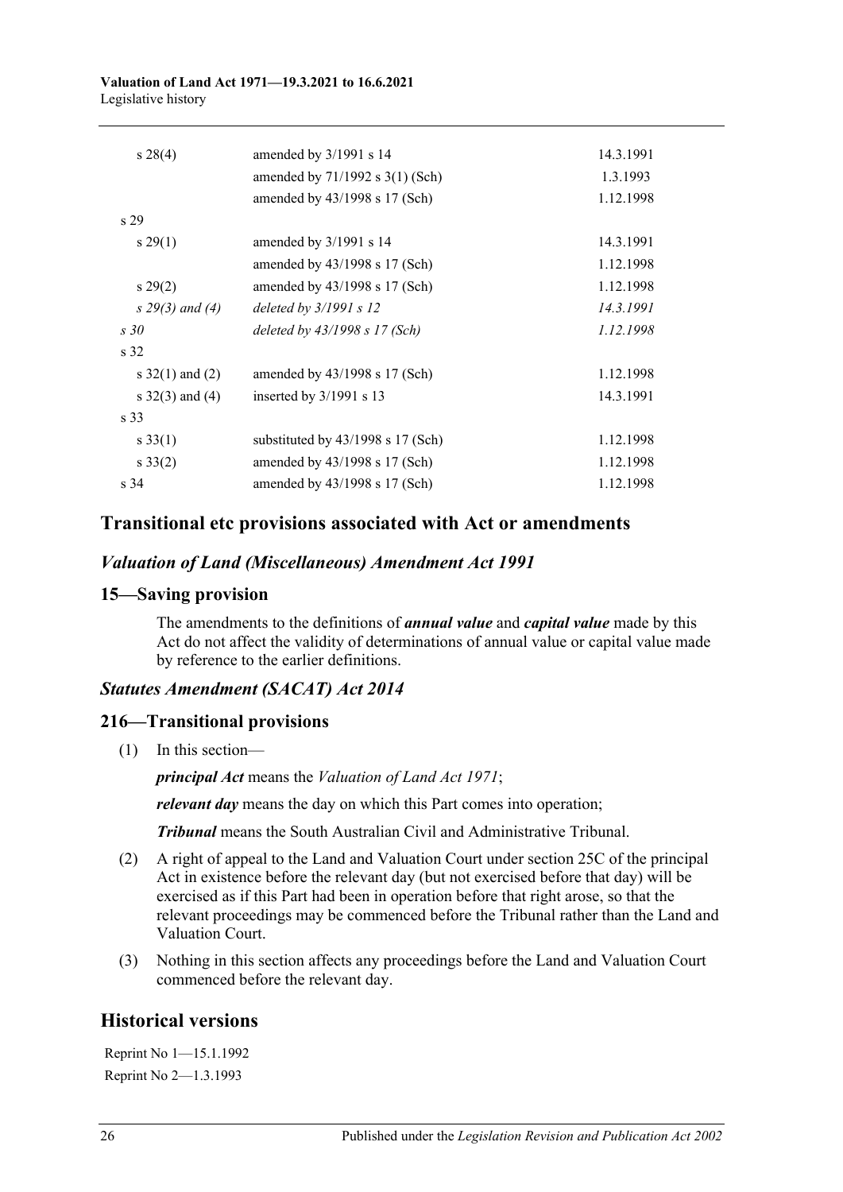| | | |
|---|---|---|
| s 28(4) | amended by 3/1991 s 14 | 14.3.1991 |
| | amended by 71/1992 s 3(1) (Sch) | 1.3.1993 |
| | amended by 43/1998 s 17 (Sch) | 1.12.1998 |
| s 29 | | |
| s 29(1) | amended by 3/1991 s 14 | 14.3.1991 |
| | amended by 43/1998 s 17 (Sch) | 1.12.1998 |
| s 29(2) | amended by 43/1998 s 17 (Sch) | 1.12.1998 |
| *s 29(3) and (4)* | *deleted by 3/1991 s 12* | *14.3.1991* |
| *s 30* | *deleted by 43/1998 s 17 (Sch)* | *1.12.1998* |
| s 32 | | |
| s 32(1) and (2) | amended by 43/1998 s 17 (Sch) | 1.12.1998 |
| s 32(3) and (4) | inserted by 3/1991 s 13 | 14.3.1991 |
| s 33 | | |
| s 33(1) | substituted by 43/1998 s 17 (Sch) | 1.12.1998 |
| s 33(2) | amended by 43/1998 s 17 (Sch) | 1.12.1998 |
| s 34 | amended by 43/1998 s 17 (Sch) | 1.12.1998 |

## Transitional etc provisions associated with Act or amendments

### *Valuation of Land (Miscellaneous) Amendment Act 1991*

### 15—Saving provision

The amendments to the definitions of ***annual value*** and ***capital value*** made by this Act do not affect the validity of determinations of annual value or capital value made by reference to the earlier definitions.

### *Statutes Amendment (SACAT) Act 2014*

### 216—Transitional provisions

(1) In this section—

***principal Act*** means the *Valuation of Land Act 1971*;

***relevant day*** means the day on which this Part comes into operation;

***Tribunal*** means the South Australian Civil and Administrative Tribunal.

(2) A right of appeal to the Land and Valuation Court under section 25C of the principal Act in existence before the relevant day (but not exercised before that day) will be exercised as if this Part had been in operation before that right arose, so that the relevant proceedings may be commenced before the Tribunal rather than the Land and Valuation Court.

(3) Nothing in this section affects any proceedings before the Land and Valuation Court commenced before the relevant day.

## Historical versions

Reprint No 1—15.1.1992

Reprint No 2—1.3.1993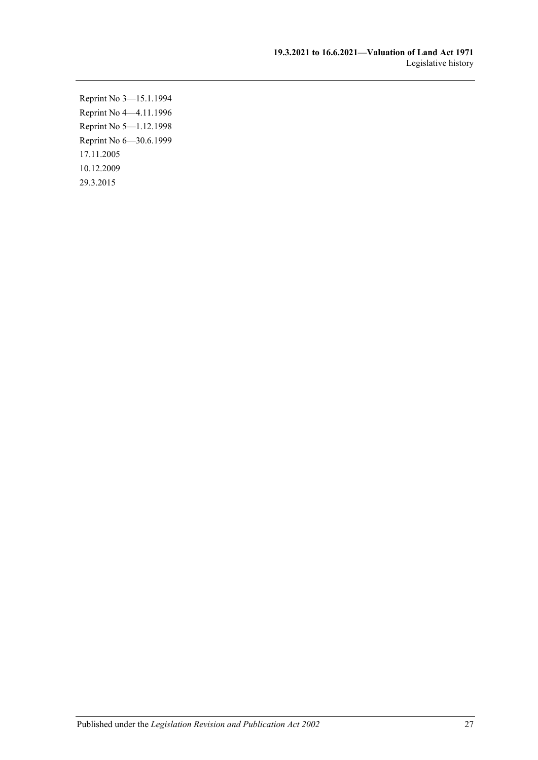Reprint No 3—15.1.1994

Reprint No 4—4.11.1996

Reprint No 5—1.12.1998

Reprint No 6—30.6.1999

17.11.2005

10.12.2009

29.3.2015